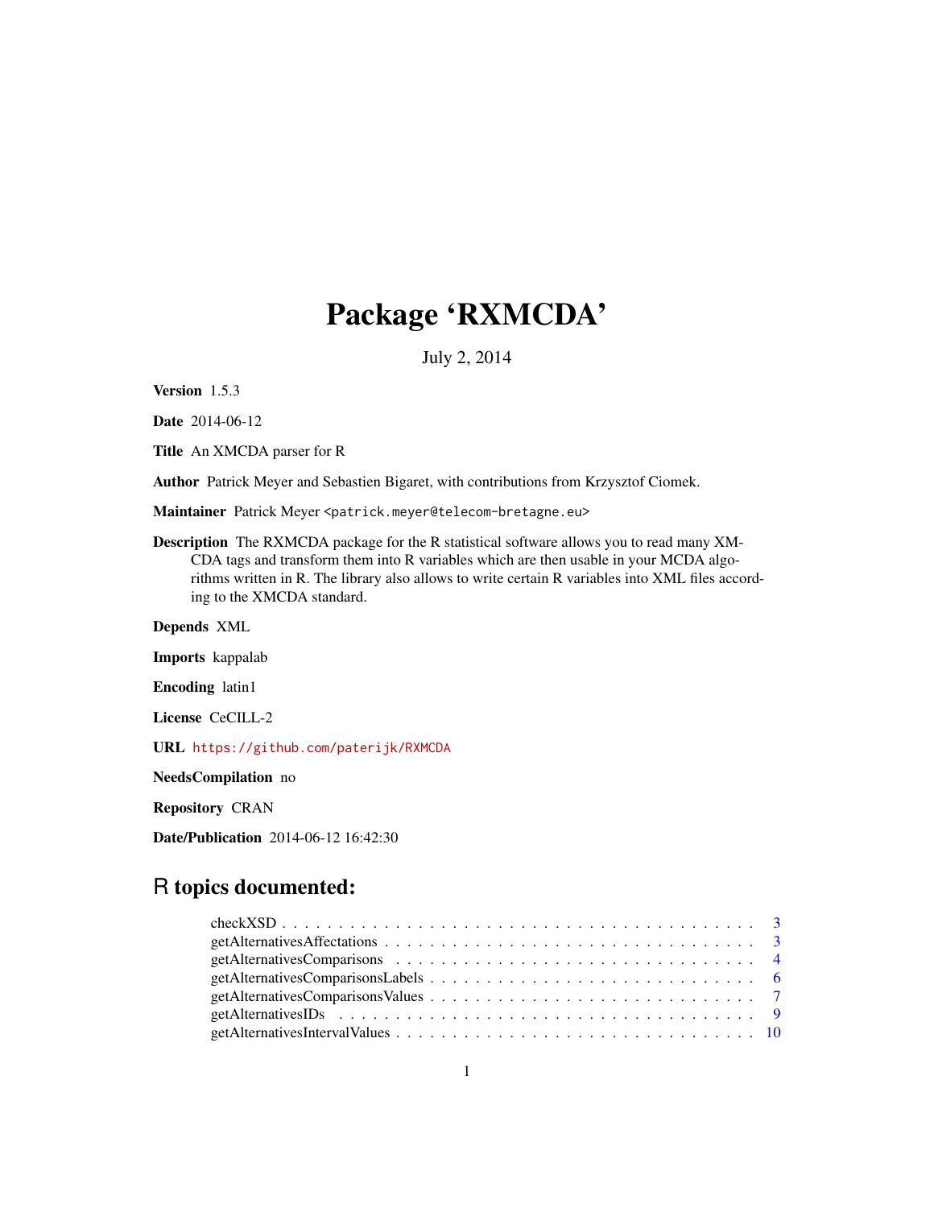# Package 'RXMCDA'

July 2, 2014

**Version** 1.5.3

**Date** 2014-06-12

**Title** An XMCDA parser for R

**Author** Patrick Meyer and Sebastien Bigaret, with contributions from Krzysztof Ciomek.

**Maintainer** Patrick Meyer <patrick.meyer@telecom-bretagne.eu>

**Description** The RXMCDA package for the R statistical software allows you to read many XMCDA tags and transform them into R variables which are then usable in your MCDA algorithms written in R. The library also allows to write certain R variables into XML files according to the XMCDA standard.

**Depends** XML

**Imports** kappalab

**Encoding** latin1

**License** CeCILL-2

**URL** https://github.com/paterijk/RXMCDA

**NeedsCompilation** no

**Repository** CRAN

**Date/Publication** 2014-06-12 16:42:30

## R topics documented:

| | |
|---|---|
| checkXSD | 3 |
| getAlternativesAffectations | 3 |
| getAlternativesComparisons | 4 |
| getAlternativesComparisonsLabels | 6 |
| getAlternativesComparisonsValues | 7 |
| getAlternativesIDs | 9 |
| getAlternativesIntervalValues | 10 |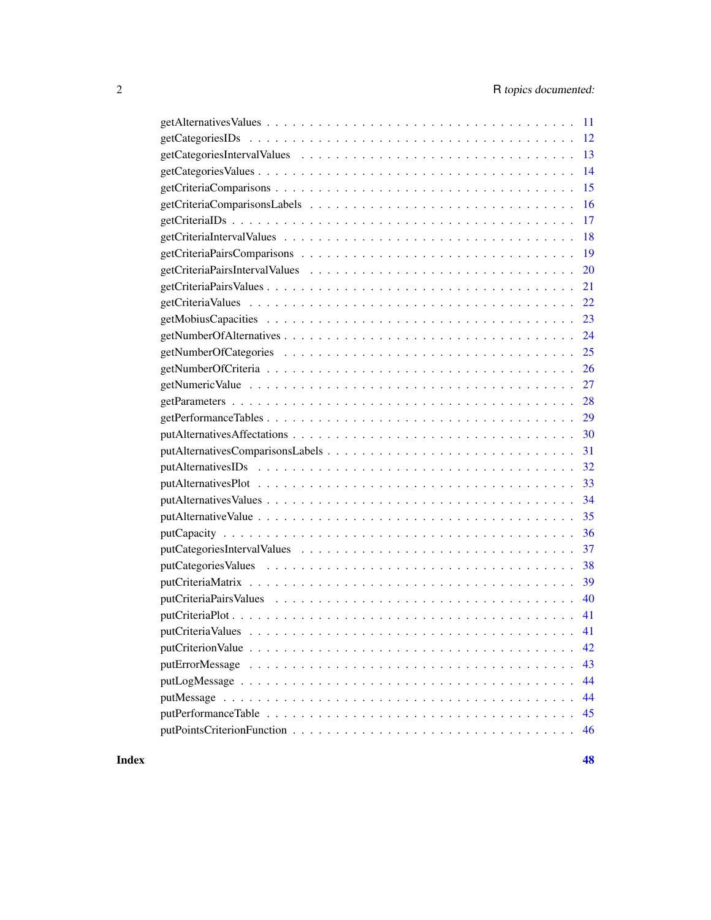getAlternativesValues . . . . . . . . . . . . . . . . . . . . . . . . . . . . . . . . . . 11
getCategoriesIDs . . . . . . . . . . . . . . . . . . . . . . . . . . . . . . . . . . . . 12
getCategoriesIntervalValues . . . . . . . . . . . . . . . . . . . . . . . . . . . . . . . 13
getCategoriesValues . . . . . . . . . . . . . . . . . . . . . . . . . . . . . . . . . . . 14
getCriteriaComparisons . . . . . . . . . . . . . . . . . . . . . . . . . . . . . . . . . 15
getCriteriaComparisonsLabels . . . . . . . . . . . . . . . . . . . . . . . . . . . . . . 16
getCriteriaIDs . . . . . . . . . . . . . . . . . . . . . . . . . . . . . . . . . . . . . 17
getCriteriaIntervalValues . . . . . . . . . . . . . . . . . . . . . . . . . . . . . . . . 18
getCriteriaPairsComparisons . . . . . . . . . . . . . . . . . . . . . . . . . . . . . . 19
getCriteriaPairsIntervalValues . . . . . . . . . . . . . . . . . . . . . . . . . . . . . 20
getCriteriaPairsValues . . . . . . . . . . . . . . . . . . . . . . . . . . . . . . . . . 21
getCriteriaValues . . . . . . . . . . . . . . . . . . . . . . . . . . . . . . . . . . . . 22
getMobiusCapacities . . . . . . . . . . . . . . . . . . . . . . . . . . . . . . . . . . 23
getNumberOfAlternatives . . . . . . . . . . . . . . . . . . . . . . . . . . . . . . . . 24
getNumberOfCategories . . . . . . . . . . . . . . . . . . . . . . . . . . . . . . . . . 25
getNumberOfCriteria . . . . . . . . . . . . . . . . . . . . . . . . . . . . . . . . . . 26
getNumericValue . . . . . . . . . . . . . . . . . . . . . . . . . . . . . . . . . . . . 27
getParameters . . . . . . . . . . . . . . . . . . . . . . . . . . . . . . . . . . . . . 28
getPerformanceTables . . . . . . . . . . . . . . . . . . . . . . . . . . . . . . . . . . 29
putAlternativesAffectations . . . . . . . . . . . . . . . . . . . . . . . . . . . . . . . 30
putAlternativesComparisonsLabels . . . . . . . . . . . . . . . . . . . . . . . . . . . . 31
putAlternativesIDs . . . . . . . . . . . . . . . . . . . . . . . . . . . . . . . . . . . 32
putAlternativesPlot . . . . . . . . . . . . . . . . . . . . . . . . . . . . . . . . . . . 33
putAlternativesValues . . . . . . . . . . . . . . . . . . . . . . . . . . . . . . . . . . 34
putAlternativeValue . . . . . . . . . . . . . . . . . . . . . . . . . . . . . . . . . . . 35
putCapacity . . . . . . . . . . . . . . . . . . . . . . . . . . . . . . . . . . . . . . . 36
putCategoriesIntervalValues . . . . . . . . . . . . . . . . . . . . . . . . . . . . . . . 37
putCategoriesValues . . . . . . . . . . . . . . . . . . . . . . . . . . . . . . . . . . . 38
putCriteriaMatrix . . . . . . . . . . . . . . . . . . . . . . . . . . . . . . . . . . . . 39
putCriteriaPairsValues . . . . . . . . . . . . . . . . . . . . . . . . . . . . . . . . . . 40
putCriteriaPlot . . . . . . . . . . . . . . . . . . . . . . . . . . . . . . . . . . . . . 41
putCriteriaValues . . . . . . . . . . . . . . . . . . . . . . . . . . . . . . . . . . . . 41
putCriterionValue . . . . . . . . . . . . . . . . . . . . . . . . . . . . . . . . . . . . 42
putErrorMessage . . . . . . . . . . . . . . . . . . . . . . . . . . . . . . . . . . . . . 43
putLogMessage . . . . . . . . . . . . . . . . . . . . . . . . . . . . . . . . . . . . . . 44
putMessage . . . . . . . . . . . . . . . . . . . . . . . . . . . . . . . . . . . . . . . . 44
putPerformanceTable . . . . . . . . . . . . . . . . . . . . . . . . . . . . . . . . . . . 45
putPointsCriterionFunction . . . . . . . . . . . . . . . . . . . . . . . . . . . . . . . . 46

**Index** **48**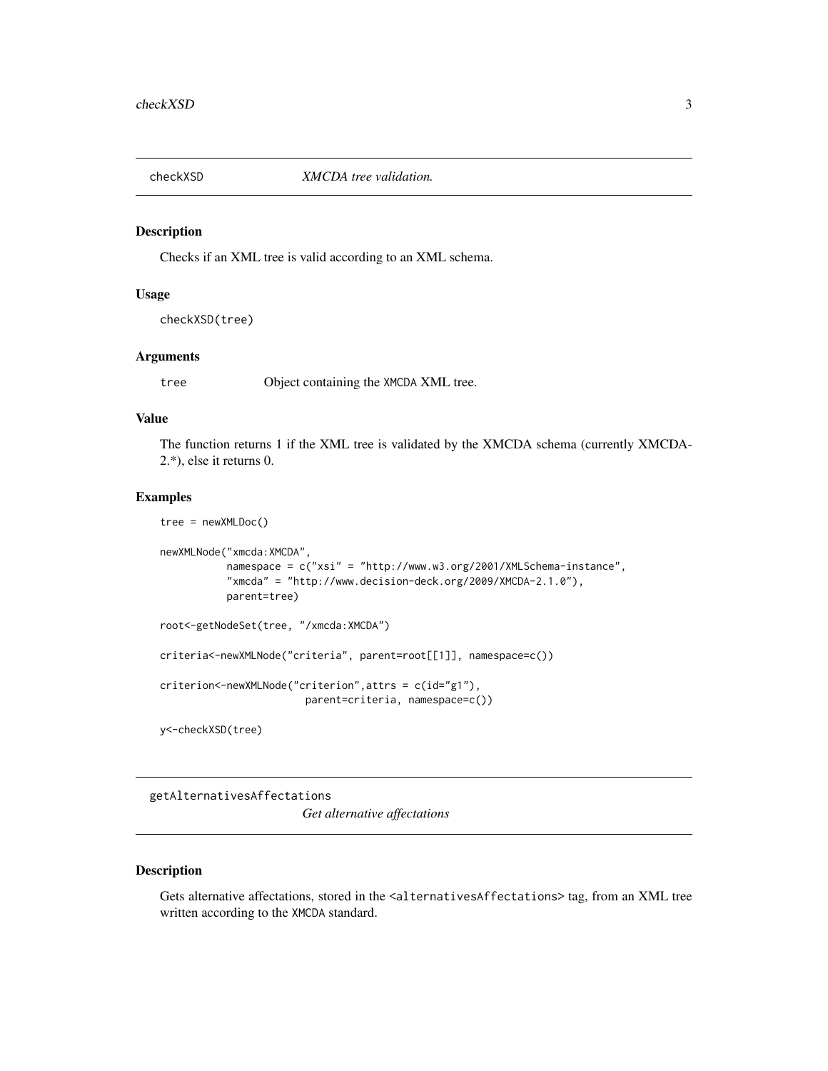## checkXSD — *XMCDA tree validation.*

### Description

Checks if an XML tree is valid according to an XML schema.

### Usage

```
checkXSD(tree)
```

### Arguments

tree Object containing the XMCDA XML tree.

### Value

The function returns 1 if the XML tree is validated by the XMCDA schema (currently XMCDA-2.*), else it returns 0.

### Examples

```
tree = newXMLDoc()

newXMLNode("xmcda:XMCDA",
           namespace = c("xsi" = "http://www.w3.org/2001/XMLSchema-instance",
           "xmcda" = "http://www.decision-deck.org/2009/XMCDA-2.1.0"),
           parent=tree)

root<-getNodeSet(tree, "/xmcda:XMCDA")

criteria<-newXMLNode("criteria", parent=root[[1]], namespace=c())

criterion<-newXMLNode("criterion",attrs = c(id="g1"),
                       parent=criteria, namespace=c())

y<-checkXSD(tree)
```

## getAlternativesAffectations — *Get alternative affectations*

### Description

Gets alternative affectations, stored in the <alternativesAffectations> tag, from an XML tree written according to the XMCDA standard.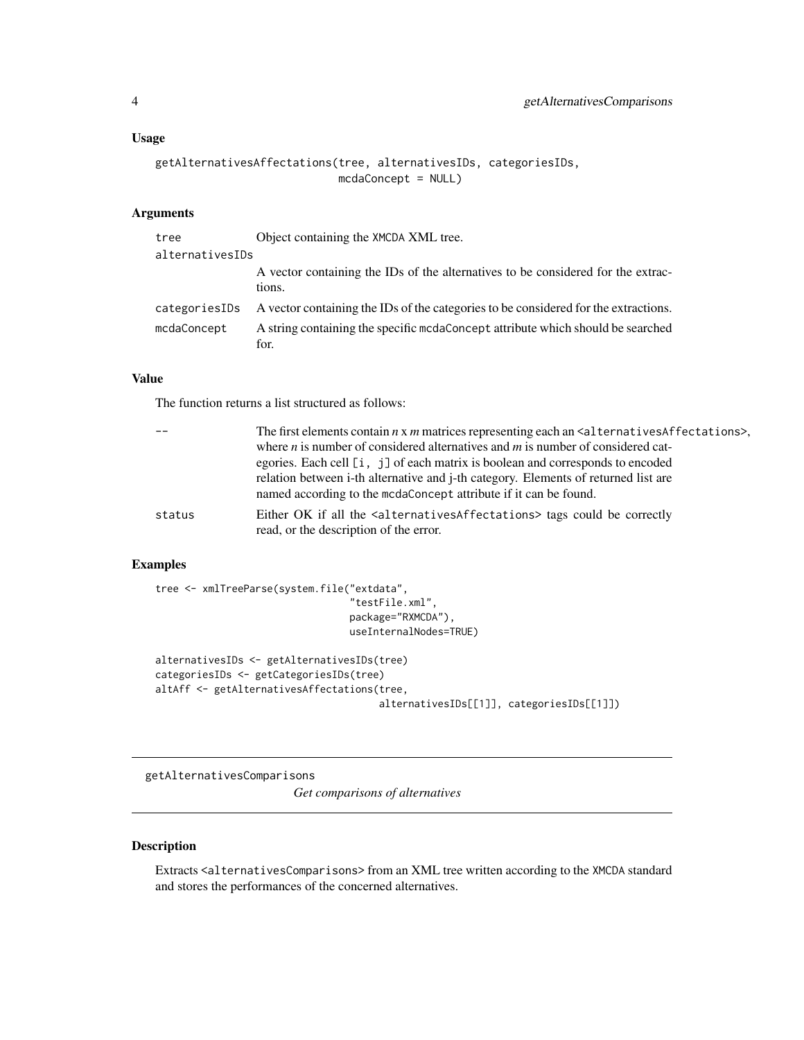### Usage

```
getAlternativesAffectations(tree, alternativesIDs, categoriesIDs,
                            mcdaConcept = NULL)
```

### Arguments

| | |
|---|---|
| tree | Object containing the XMCDA XML tree. |
| alternativesIDs | A vector containing the IDs of the alternatives to be considered for the extractions. |
| categoriesIDs | A vector containing the IDs of the categories to be considered for the extractions. |
| mcdaConcept | A string containing the specific mcdaConcept attribute which should be searched for. |

### Value

The function returns a list structured as follows:

| | |
|---|---|
| -- | The first elements contain *n* x *m* matrices representing each an <alternativesAffectations>, where *n* is number of considered alternatives and *m* is number of considered categories. Each cell [i, j] of each matrix is boolean and corresponds to encoded relation between i-th alternative and j-th category. Elements of returned list are named according to the mcdaConcept attribute if it can be found. |
| status | Either OK if all the <alternativesAffectations> tags could be correctly read, or the description of the error. |

### Examples

```
tree <- xmlTreeParse(system.file("extdata",
                                 "testFile.xml",
                                 package="RXMCDA"),
                                 useInternalNodes=TRUE)

alternativesIDs <- getAlternativesIDs(tree)
categoriesIDs <- getCategoriesIDs(tree)
altAff <- getAlternativesAffectations(tree,
                                      alternativesIDs[[1]], categoriesIDs[[1]])
```

---

## getAlternativesComparisons        *Get comparisons of alternatives*

---

### Description

Extracts <alternativesComparisons> from an XML tree written according to the XMCDA standard and stores the performances of the concerned alternatives.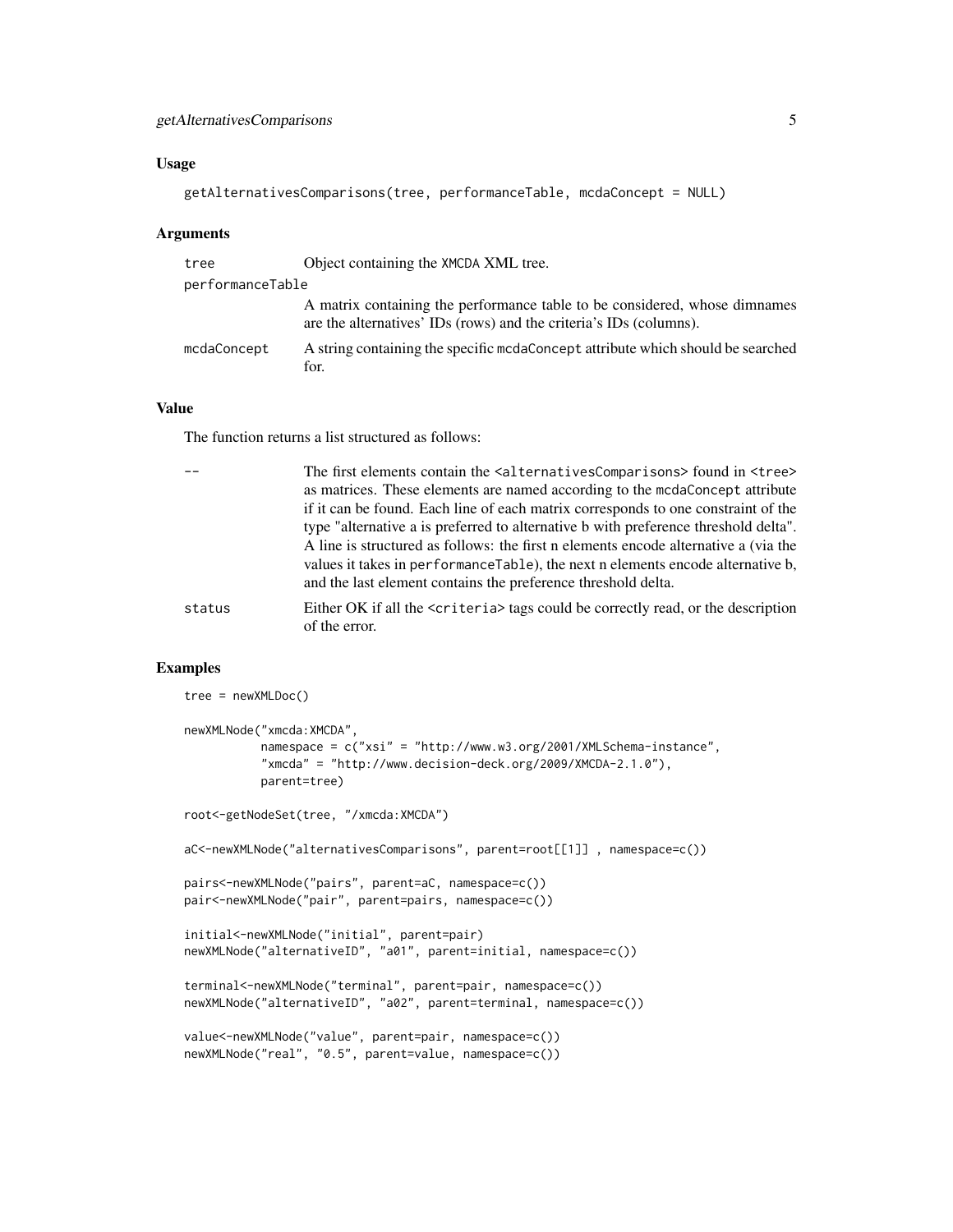### Usage

```
getAlternativesComparisons(tree, performanceTable, mcdaConcept = NULL)
```

### Arguments

| | |
|---|---|
| tree | Object containing the XMCDA XML tree. |
| performanceTable | A matrix containing the performance table to be considered, whose dimnames are the alternatives' IDs (rows) and the criteria's IDs (columns). |
| mcdaConcept | A string containing the specific mcdaConcept attribute which should be searched for. |

### Value

The function returns a list structured as follows:

| | |
|---|---|
| -- | The first elements contain the <alternativesComparisons> found in <tree> as matrices. These elements are named according to the mcdaConcept attribute if it can be found. Each line of each matrix corresponds to one constraint of the type "alternative a is preferred to alternative b with preference threshold delta". A line is structured as follows: the first n elements encode alternative a (via the values it takes in performanceTable), the next n elements encode alternative b, and the last element contains the preference threshold delta. |
| status | Either OK if all the <criteria> tags could be correctly read, or the description of the error. |

### Examples

```
tree = newXMLDoc()

newXMLNode("xmcda:XMCDA",
           namespace = c("xsi" = "http://www.w3.org/2001/XMLSchema-instance",
           "xmcda" = "http://www.decision-deck.org/2009/XMCDA-2.1.0"),
           parent=tree)

root<-getNodeSet(tree, "/xmcda:XMCDA")

aC<-newXMLNode("alternativesComparisons", parent=root[[1]] , namespace=c())

pairs<-newXMLNode("pairs", parent=aC, namespace=c())
pair<-newXMLNode("pair", parent=pairs, namespace=c())

initial<-newXMLNode("initial", parent=pair)
newXMLNode("alternativeID", "a01", parent=initial, namespace=c())

terminal<-newXMLNode("terminal", parent=pair, namespace=c())
newXMLNode("alternativeID", "a02", parent=terminal, namespace=c())

value<-newXMLNode("value", parent=pair, namespace=c())
newXMLNode("real", "0.5", parent=value, namespace=c())
```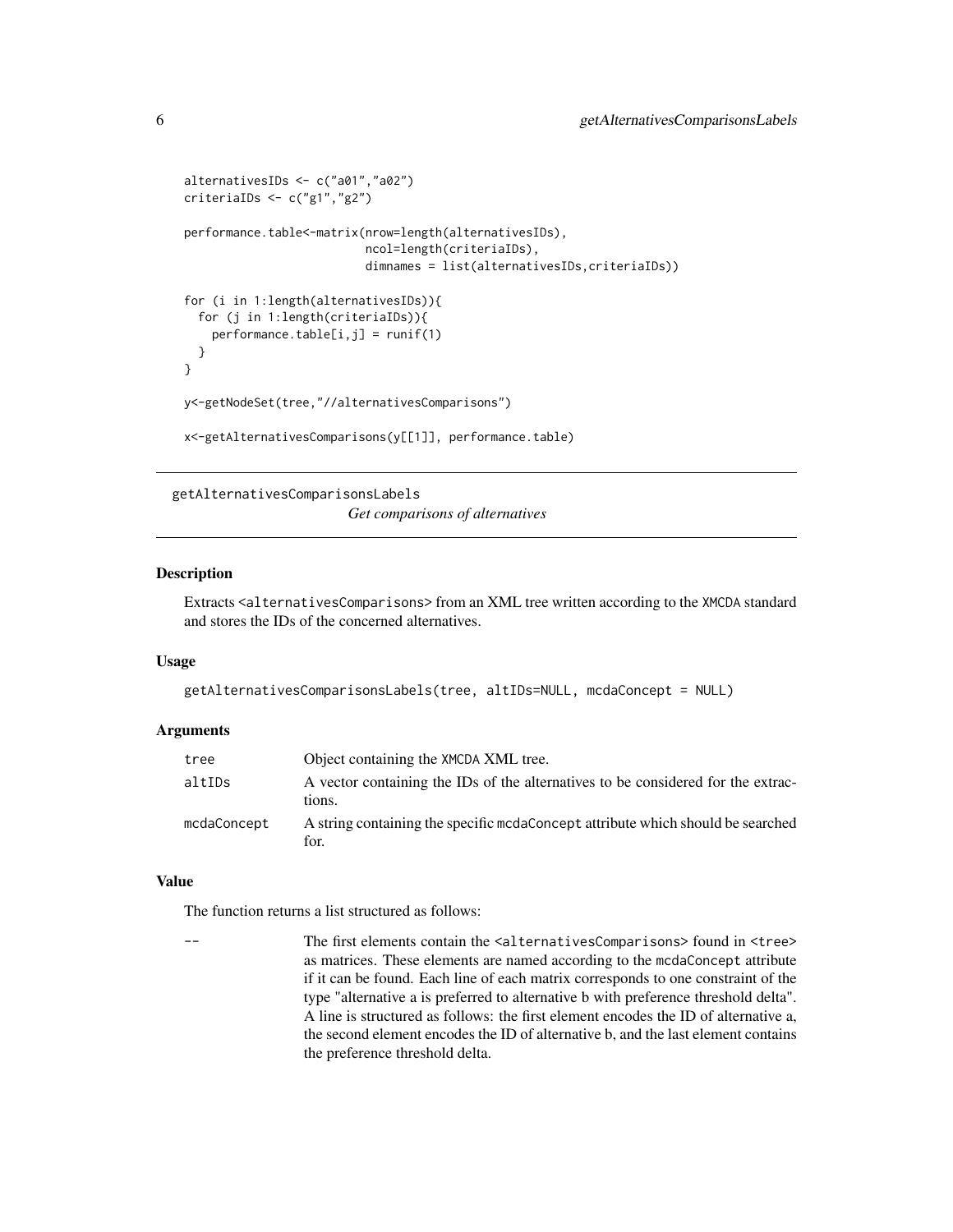```
alternativesIDs <- c("a01","a02")
criteriaIDs <- c("g1","g2")

performance.table<-matrix(nrow=length(alternativesIDs),
                          ncol=length(criteriaIDs),
                          dimnames = list(alternativesIDs,criteriaIDs))

for (i in 1:length(alternativesIDs)){
  for (j in 1:length(criteriaIDs)){
    performance.table[i,j] = runif(1)
  }
}

y<-getNodeSet(tree,"//alternativesComparisons")

x<-getAlternativesComparisons(y[[1]], performance.table)
```

---

## getAlternativesComparisonsLabels

*Get comparisons of alternatives*

---

### Description

Extracts `<alternativesComparisons>` from an XML tree written according to the XMCDA standard and stores the IDs of the concerned alternatives.

### Usage

```
getAlternativesComparisonsLabels(tree, altIDs=NULL, mcdaConcept = NULL)
```

### Arguments

| | |
|---|---|
| tree | Object containing the XMCDA XML tree. |
| altIDs | A vector containing the IDs of the alternatives to be considered for the extractions. |
| mcdaConcept | A string containing the specific mcdaConcept attribute which should be searched for. |

### Value

The function returns a list structured as follows:

| | |
|---|---|
| -- | The first elements contain the `<alternativesComparisons>` found in `<tree>` as matrices. These elements are named according to the mcdaConcept attribute if it can be found. Each line of each matrix corresponds to one constraint of the type "alternative a is preferred to alternative b with preference threshold delta". A line is structured as follows: the first element encodes the ID of alternative a, the second element encodes the ID of alternative b, and the last element contains the preference threshold delta. |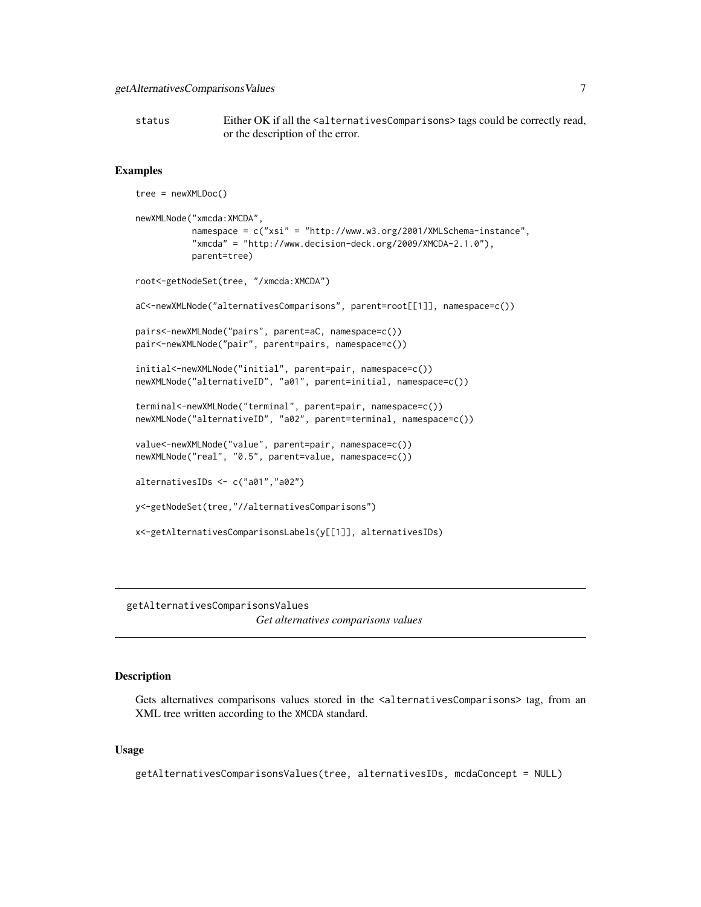status Either OK if all the <alternativesComparisons> tags could be correctly read, or the description of the error.

## Examples

```
tree = newXMLDoc()

newXMLNode("xmcda:XMCDA",
           namespace = c("xsi" = "http://www.w3.org/2001/XMLSchema-instance",
           "xmcda" = "http://www.decision-deck.org/2009/XMCDA-2.1.0"),
           parent=tree)

root<-getNodeSet(tree, "/xmcda:XMCDA")

aC<-newXMLNode("alternativesComparisons", parent=root[[1]], namespace=c())

pairs<-newXMLNode("pairs", parent=aC, namespace=c())
pair<-newXMLNode("pair", parent=pairs, namespace=c())

initial<-newXMLNode("initial", parent=pair, namespace=c())
newXMLNode("alternativeID", "a01", parent=initial, namespace=c())

terminal<-newXMLNode("terminal", parent=pair, namespace=c())
newXMLNode("alternativeID", "a02", parent=terminal, namespace=c())

value<-newXMLNode("value", parent=pair, namespace=c())
newXMLNode("real", "0.5", parent=value, namespace=c())

alternativesIDs <- c("a01","a02")

y<-getNodeSet(tree,"//alternativesComparisons")

x<-getAlternativesComparisonsLabels(y[[1]], alternativesIDs)
```

---

# getAlternativesComparisonsValues

*Get alternatives comparisons values*

---

## Description

Gets alternatives comparisons values stored in the <alternativesComparisons> tag, from an XML tree written according to the XMCDA standard.

## Usage

```
getAlternativesComparisonsValues(tree, alternativesIDs, mcdaConcept = NULL)
```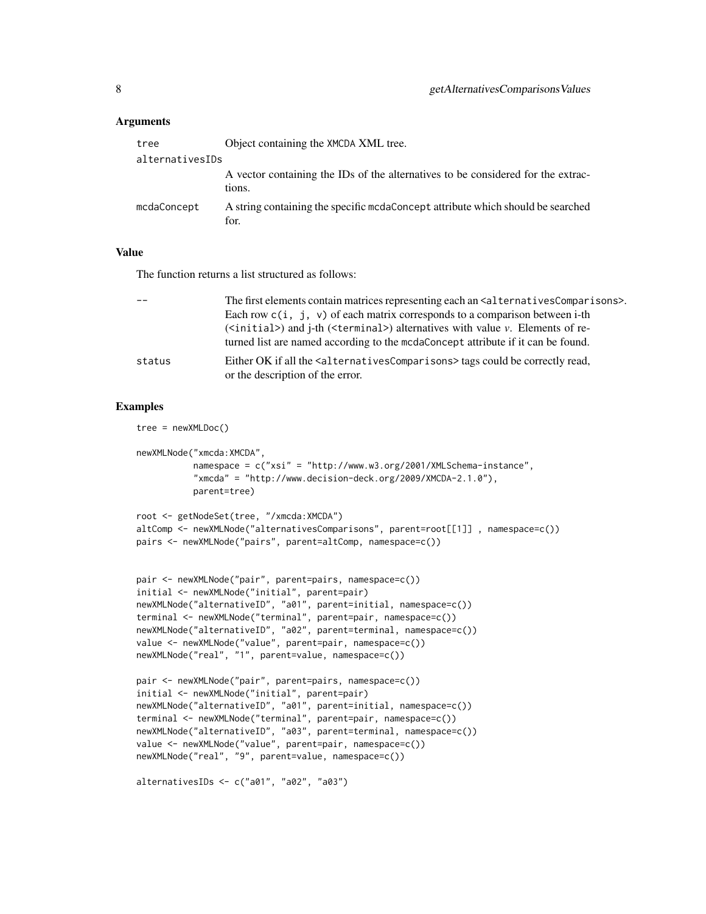### Arguments

| | |
|---|---|
| `tree` | Object containing the XMCDA XML tree. |
| `alternativesIDs` | A vector containing the IDs of the alternatives to be considered for the extractions. |
| `mcdaConcept` | A string containing the specific mcdaConcept attribute which should be searched for. |

### Value

The function returns a list structured as follows:

| | |
|---|---|
| `--` | The first elements contain matrices representing each an `<alternativesComparisons>`. Each row `c(i, j, v)` of each matrix corresponds to a comparison between i-th (`<initial>`) and j-th (`<terminal>`) alternatives with value *v*. Elements of returned list are named according to the mcdaConcept attribute if it can be found. |
| `status` | Either OK if all the `<alternativesComparisons>` tags could be correctly read, or the description of the error. |

### Examples

```
tree = newXMLDoc()

newXMLNode("xmcda:XMCDA",
           namespace = c("xsi" = "http://www.w3.org/2001/XMLSchema-instance",
           "xmcda" = "http://www.decision-deck.org/2009/XMCDA-2.1.0"),
           parent=tree)

root <- getNodeSet(tree, "/xmcda:XMCDA")
altComp <- newXMLNode("alternativesComparisons", parent=root[[1]] , namespace=c())
pairs <- newXMLNode("pairs", parent=altComp, namespace=c())


pair <- newXMLNode("pair", parent=pairs, namespace=c())
initial <- newXMLNode("initial", parent=pair)
newXMLNode("alternativeID", "a01", parent=initial, namespace=c())
terminal <- newXMLNode("terminal", parent=pair, namespace=c())
newXMLNode("alternativeID", "a02", parent=terminal, namespace=c())
value <- newXMLNode("value", parent=pair, namespace=c())
newXMLNode("real", "1", parent=value, namespace=c())

pair <- newXMLNode("pair", parent=pairs, namespace=c())
initial <- newXMLNode("initial", parent=pair)
newXMLNode("alternativeID", "a01", parent=initial, namespace=c())
terminal <- newXMLNode("terminal", parent=pair, namespace=c())
newXMLNode("alternativeID", "a03", parent=terminal, namespace=c())
value <- newXMLNode("value", parent=pair, namespace=c())
newXMLNode("real", "9", parent=value, namespace=c())

alternativesIDs <- c("a01", "a02", "a03")
```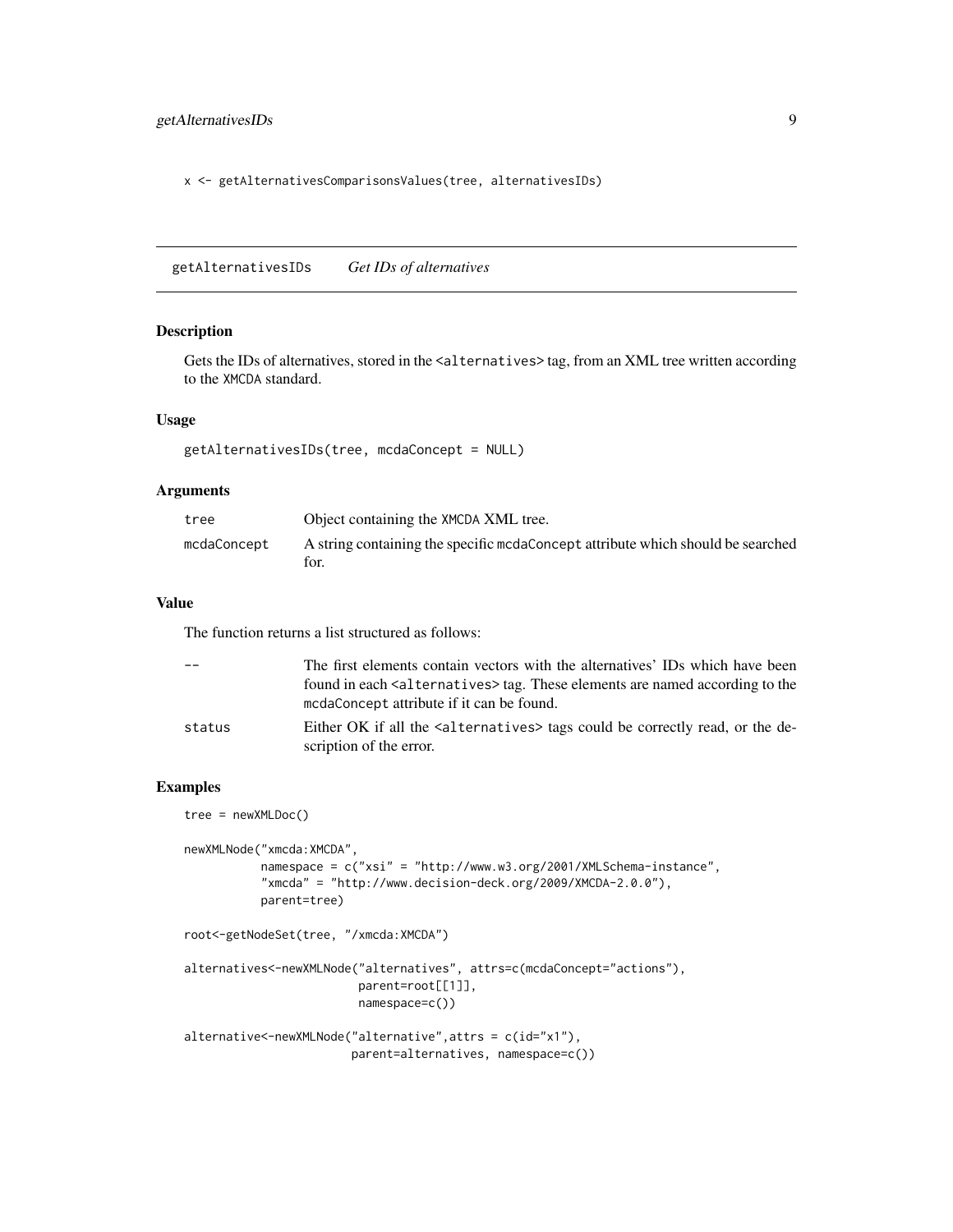```
x <- getAlternativesComparisonsValues(tree, alternativesIDs)
```

## getAlternativesIDs &nbsp;&nbsp;&nbsp; *Get IDs of alternatives*

### Description

Gets the IDs of alternatives, stored in the `<alternatives>` tag, from an XML tree written according to the XMCDA standard.

### Usage

```
getAlternativesIDs(tree, mcdaConcept = NULL)
```

### Arguments

| | |
|---|---|
| `tree` | Object containing the XMCDA XML tree. |
| `mcdaConcept` | A string containing the specific `mcdaConcept` attribute which should be searched for. |

### Value

The function returns a list structured as follows:

| | |
|---|---|
| `--` | The first elements contain vectors with the alternatives' IDs which have been found in each `<alternatives>` tag. These elements are named according to the `mcdaConcept` attribute if it can be found. |
| `status` | Either OK if all the `<alternatives>` tags could be correctly read, or the description of the error. |

### Examples

```
tree = newXMLDoc()

newXMLNode("xmcda:XMCDA",
           namespace = c("xsi" = "http://www.w3.org/2001/XMLSchema-instance",
           "xmcda" = "http://www.decision-deck.org/2009/XMCDA-2.0.0"),
           parent=tree)

root<-getNodeSet(tree, "/xmcda:XMCDA")

alternatives<-newXMLNode("alternatives", attrs=c(mcdaConcept="actions"),
                         parent=root[[1]],
                         namespace=c())

alternative<-newXMLNode("alternative",attrs = c(id="x1"),
                        parent=alternatives, namespace=c())
```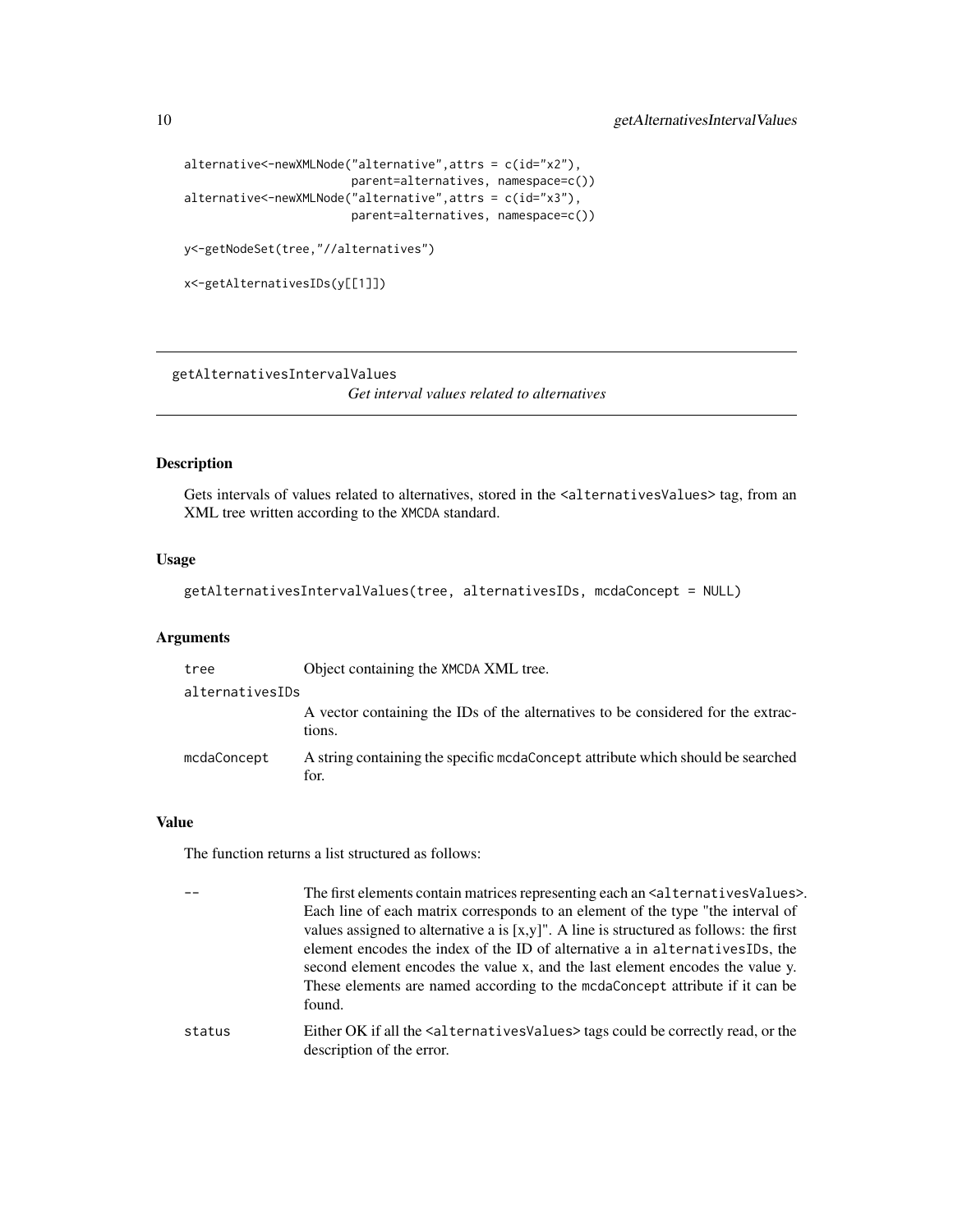```
alternative<-newXMLNode("alternative",attrs = c(id="x2"),
                        parent=alternatives, namespace=c())
alternative<-newXMLNode("alternative",attrs = c(id="x3"),
                        parent=alternatives, namespace=c())

y<-getNodeSet(tree,"//alternatives")

x<-getAlternativesIDs(y[[1]])
```

---

## getAlternativesIntervalValues

*Get interval values related to alternatives*

---

### Description

Gets intervals of values related to alternatives, stored in the `<alternativesValues>` tag, from an XML tree written according to the `XMCDA` standard.

### Usage

```
getAlternativesIntervalValues(tree, alternativesIDs, mcdaConcept = NULL)
```

### Arguments

| | |
|---|---|
| `tree` | Object containing the `XMCDA` XML tree. |
| `alternativesIDs` | A vector containing the IDs of the alternatives to be considered for the extractions. |
| `mcdaConcept` | A string containing the specific `mcdaConcept` attribute which should be searched for. |

### Value

The function returns a list structured as follows:

| | |
|---|---|
| `--` | The first elements contain matrices representing each an `<alternativesValues>`. Each line of each matrix corresponds to an element of the type "the interval of values assigned to alternative a is [x,y]". A line is structured as follows: the first element encodes the index of the ID of alternative a in `alternativesIDs`, the second element encodes the value x, and the last element encodes the value y. These elements are named according to the `mcdaConcept` attribute if it can be found. |
| `status` | Either OK if all the `<alternativesValues>` tags could be correctly read, or the description of the error. |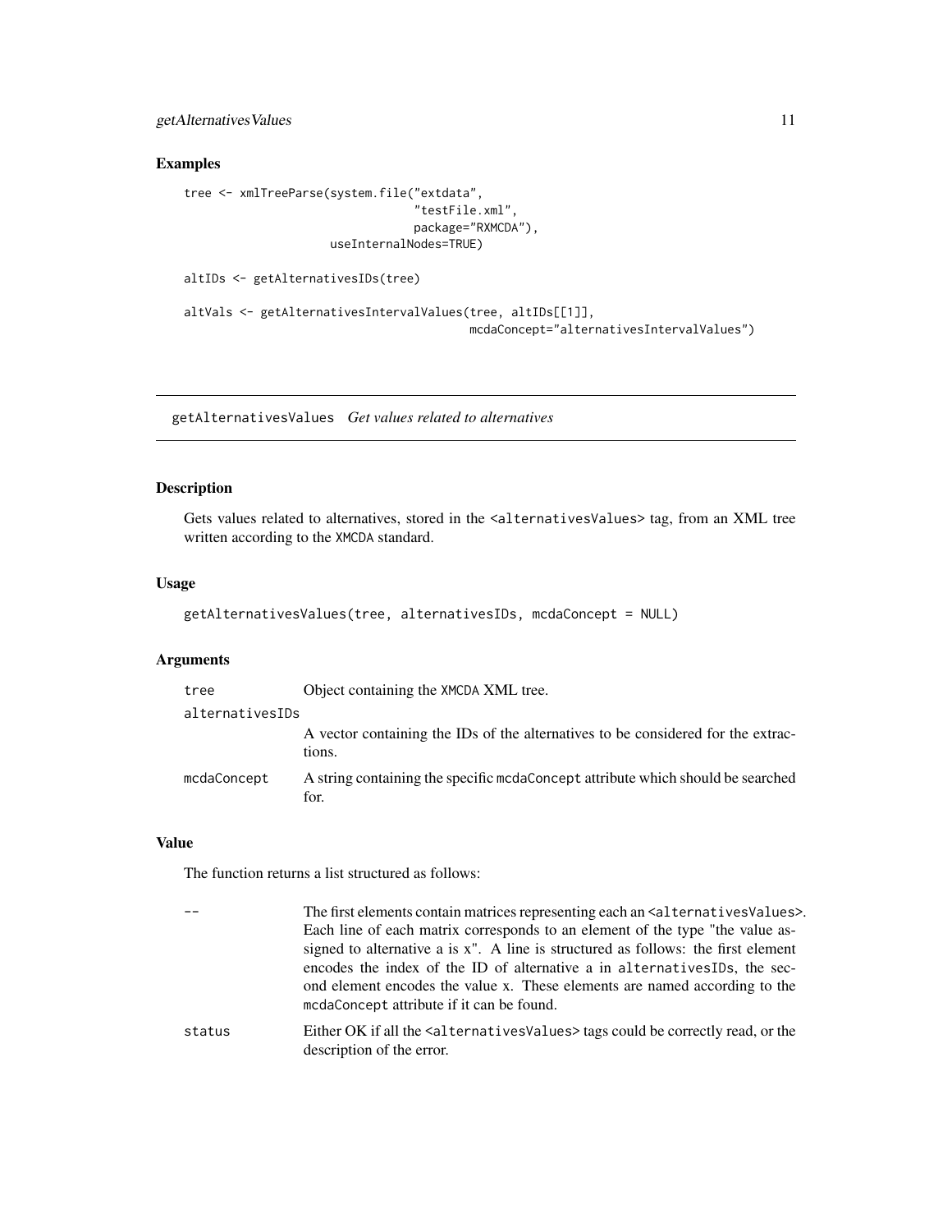## Examples

```
tree <- xmlTreeParse(system.file("extdata",
                                 "testFile.xml",
                                 package="RXMCDA"),
                     useInternalNodes=TRUE)

altIDs <- getAlternativesIDs(tree)

altVals <- getAlternativesIntervalValues(tree, altIDs[[1]],
                                         mcdaConcept="alternativesIntervalValues")
```

---

# getAlternativesValues *Get values related to alternatives*

---

## Description

Gets values related to alternatives, stored in the `<alternativesValues>` tag, from an XML tree written according to the XMCDA standard.

## Usage

```
getAlternativesValues(tree, alternativesIDs, mcdaConcept = NULL)
```

## Arguments

| | |
|---|---|
| tree | Object containing the XMCDA XML tree. |
| alternativesIDs | A vector containing the IDs of the alternatives to be considered for the extractions. |
| mcdaConcept | A string containing the specific mcdaConcept attribute which should be searched for. |

## Value

The function returns a list structured as follows:

| | |
|---|---|
| -- | The first elements contain matrices representing each an `<alternativesValues>`. Each line of each matrix corresponds to an element of the type "the value assigned to alternative a is x". A line is structured as follows: the first element encodes the index of the ID of alternative a in alternativesIDs, the second element encodes the value x. These elements are named according to the mcdaConcept attribute if it can be found. |
| status | Either OK if all the `<alternativesValues>` tags could be correctly read, or the description of the error. |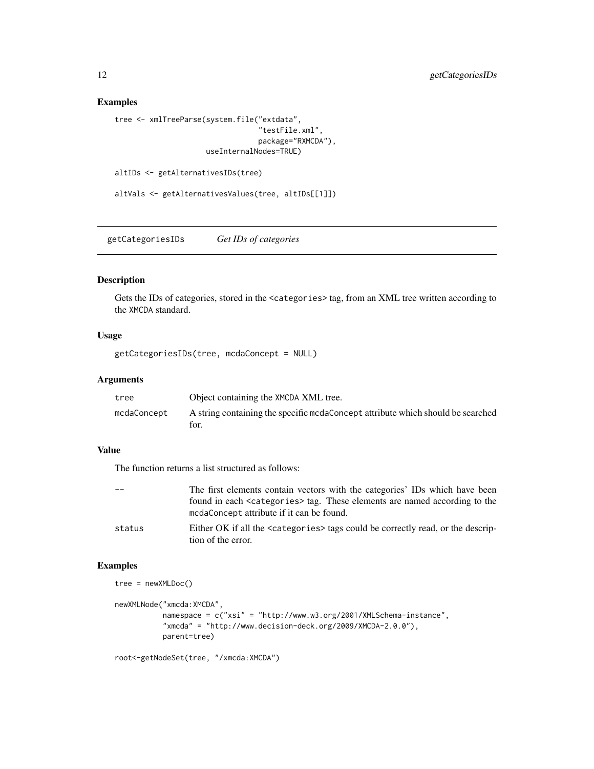## Examples

```
tree <- xmlTreeParse(system.file("extdata",
                                 "testFile.xml",
                                 package="RXMCDA"),
                     useInternalNodes=TRUE)

altIDs <- getAlternativesIDs(tree)

altVals <- getAlternativesValues(tree, altIDs[[1]])
```

---

# getCategoriesIDs *Get IDs of categories*

## Description

Gets the IDs of categories, stored in the <categories> tag, from an XML tree written according to the XMCDA standard.

## Usage

```
getCategoriesIDs(tree, mcdaConcept = NULL)
```

## Arguments

| | |
|---|---|
| tree | Object containing the XMCDA XML tree. |
| mcdaConcept | A string containing the specific mcdaConcept attribute which should be searched for. |

## Value

The function returns a list structured as follows:

| | |
|---|---|
| -- | The first elements contain vectors with the categories' IDs which have been found in each <categories> tag. These elements are named according to the mcdaConcept attribute if it can be found. |
| status | Either OK if all the <categories> tags could be correctly read, or the description of the error. |

## Examples

```
tree = newXMLDoc()

newXMLNode("xmcda:XMCDA",
           namespace = c("xsi" = "http://www.w3.org/2001/XMLSchema-instance",
           "xmcda" = "http://www.decision-deck.org/2009/XMCDA-2.0.0"),
           parent=tree)

root<-getNodeSet(tree, "/xmcda:XMCDA")
```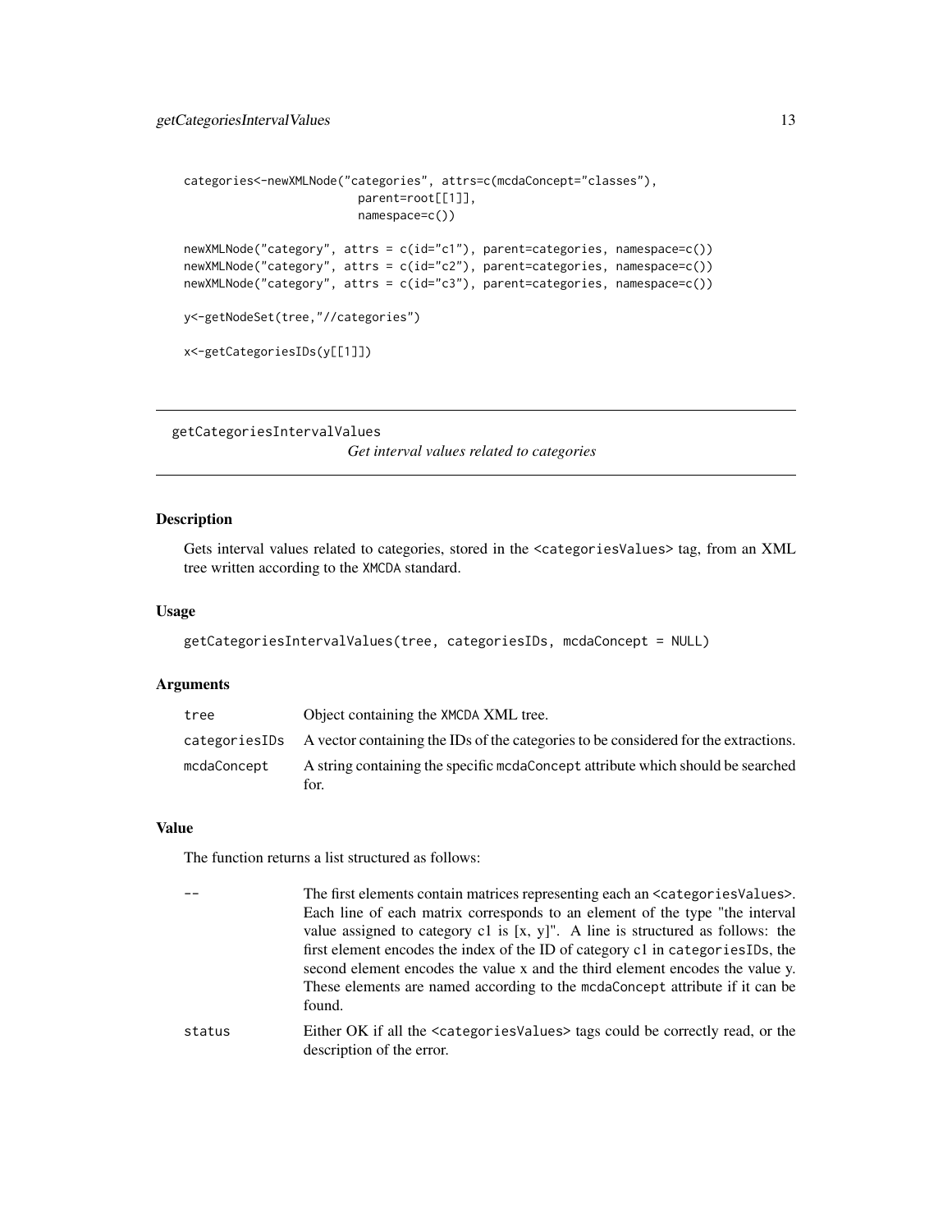```
categories<-newXMLNode("categories", attrs=c(mcdaConcept="classes"),
                        parent=root[[1]],
                        namespace=c())

newXMLNode("category", attrs = c(id="c1"), parent=categories, namespace=c())
newXMLNode("category", attrs = c(id="c2"), parent=categories, namespace=c())
newXMLNode("category", attrs = c(id="c3"), parent=categories, namespace=c())

y<-getNodeSet(tree,"//categories")

x<-getCategoriesIDs(y[[1]])
```

---

## getCategoriesIntervalValues    *Get interval values related to categories*

---

### Description

Gets interval values related to categories, stored in the `<categoriesValues>` tag, from an XML tree written according to the XMCDA standard.

### Usage

```
getCategoriesIntervalValues(tree, categoriesIDs, mcdaConcept = NULL)
```

### Arguments

| | |
|---|---|
| tree | Object containing the XMCDA XML tree. |
| categoriesIDs | A vector containing the IDs of the categories to be considered for the extractions. |
| mcdaConcept | A string containing the specific mcdaConcept attribute which should be searched for. |

### Value

The function returns a list structured as follows:

| | |
|---|---|
| -- | The first elements contain matrices representing each an `<categoriesValues>`. Each line of each matrix corresponds to an element of the type "the interval value assigned to category c1 is [x, y]". A line is structured as follows: the first element encodes the index of the ID of category c1 in categoriesIDs, the second element encodes the value x and the third element encodes the value y. These elements are named according to the mcdaConcept attribute if it can be found. |
| status | Either OK if all the `<categoriesValues>` tags could be correctly read, or the description of the error. |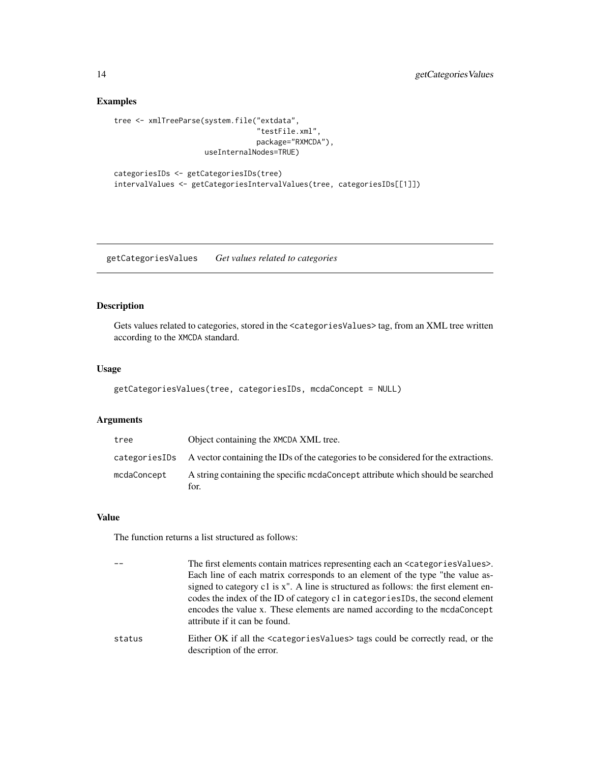## Examples

```
tree <- xmlTreeParse(system.file("extdata",
                                 "testFile.xml",
                                 package="RXMCDA"),
                     useInternalNodes=TRUE)

categoriesIDs <- getCategoriesIDs(tree)
intervalValues <- getCategoriesIntervalValues(tree, categoriesIDs[[1]])
```

---

# getCategoriesValues *Get values related to categories*

---

## Description

Gets values related to categories, stored in the `<categoriesValues>` tag, from an XML tree written according to the XMCDA standard.

## Usage

```
getCategoriesValues(tree, categoriesIDs, mcdaConcept = NULL)
```

## Arguments

| | |
|---|---|
| tree | Object containing the XMCDA XML tree. |
| categoriesIDs | A vector containing the IDs of the categories to be considered for the extractions. |
| mcdaConcept | A string containing the specific mcdaConcept attribute which should be searched for. |

## Value

The function returns a list structured as follows:

| | |
|---|---|
| -- | The first elements contain matrices representing each an `<categoriesValues>`. Each line of each matrix corresponds to an element of the type "the value assigned to category c1 is x". A line is structured as follows: the first element encodes the index of the ID of category c1 in categoriesIDs, the second element encodes the value x. These elements are named according to the mcdaConcept attribute if it can be found. |
| status | Either OK if all the `<categoriesValues>` tags could be correctly read, or the description of the error. |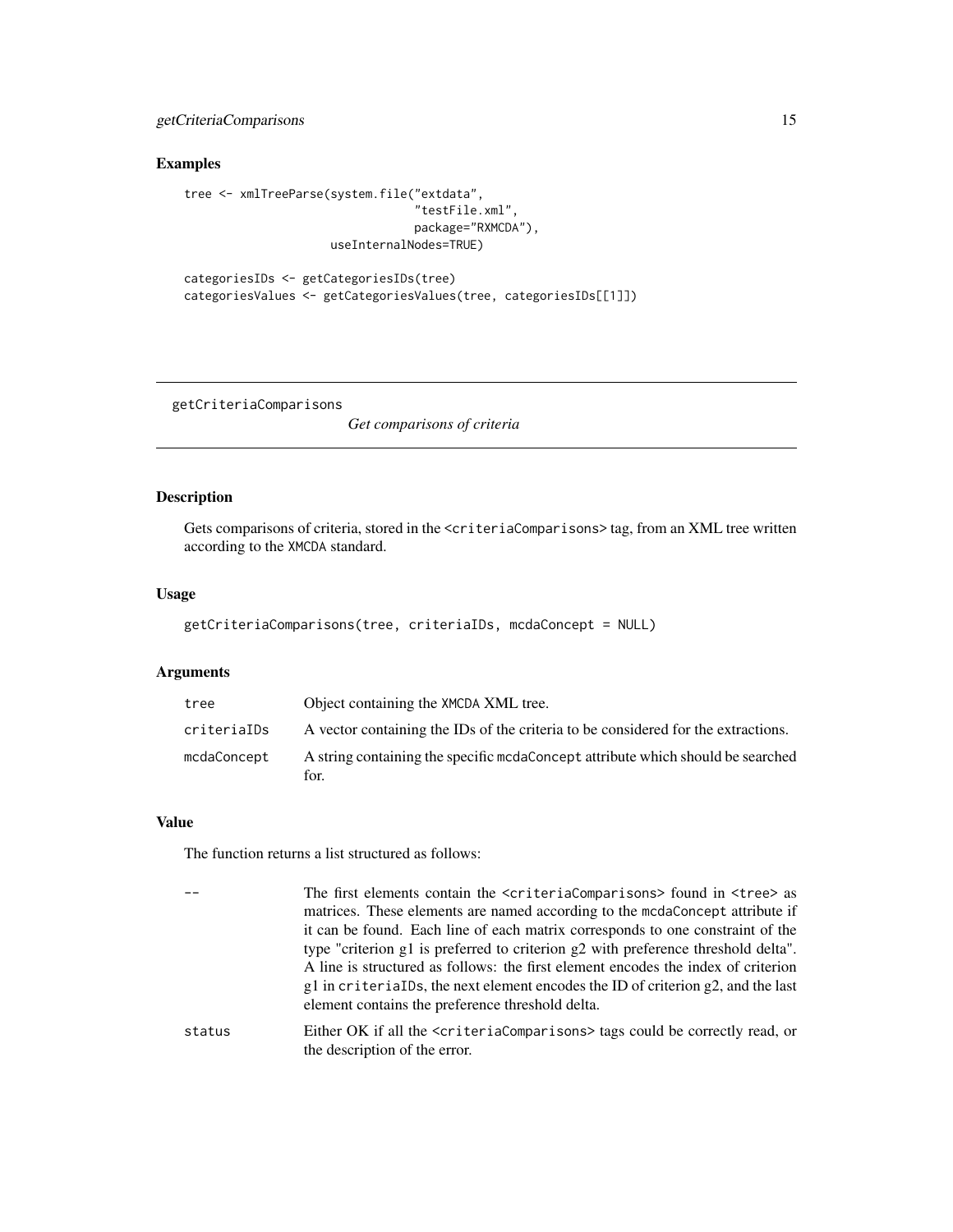## Examples

```
tree <- xmlTreeParse(system.file("extdata",
                                 "testFile.xml",
                                 package="RXMCDA"),
                     useInternalNodes=TRUE)

categoriesIDs <- getCategoriesIDs(tree)
categoriesValues <- getCategoriesValues(tree, categoriesIDs[[1]])
```

---

`getCriteriaComparisons` *Get comparisons of criteria*

---

## Description

Gets comparisons of criteria, stored in the `<criteriaComparisons>` tag, from an XML tree written according to the XMCDA standard.

## Usage

```
getCriteriaComparisons(tree, criteriaIDs, mcdaConcept = NULL)
```

## Arguments

| | |
|---|---|
| `tree` | Object containing the XMCDA XML tree. |
| `criteriaIDs` | A vector containing the IDs of the criteria to be considered for the extractions. |
| `mcdaConcept` | A string containing the specific `mcdaConcept` attribute which should be searched for. |

## Value

The function returns a list structured as follows:

| | |
|---|---|
| `--` | The first elements contain the `<criteriaComparisons>` found in `<tree>` as matrices. These elements are named according to the `mcdaConcept` attribute if it can be found. Each line of each matrix corresponds to one constraint of the type "criterion g1 is preferred to criterion g2 with preference threshold delta". A line is structured as follows: the first element encodes the index of criterion g1 in `criteriaIDs`, the next element encodes the ID of criterion g2, and the last element contains the preference threshold delta. |
| `status` | Either OK if all the `<criteriaComparisons>` tags could be correctly read, or the description of the error. |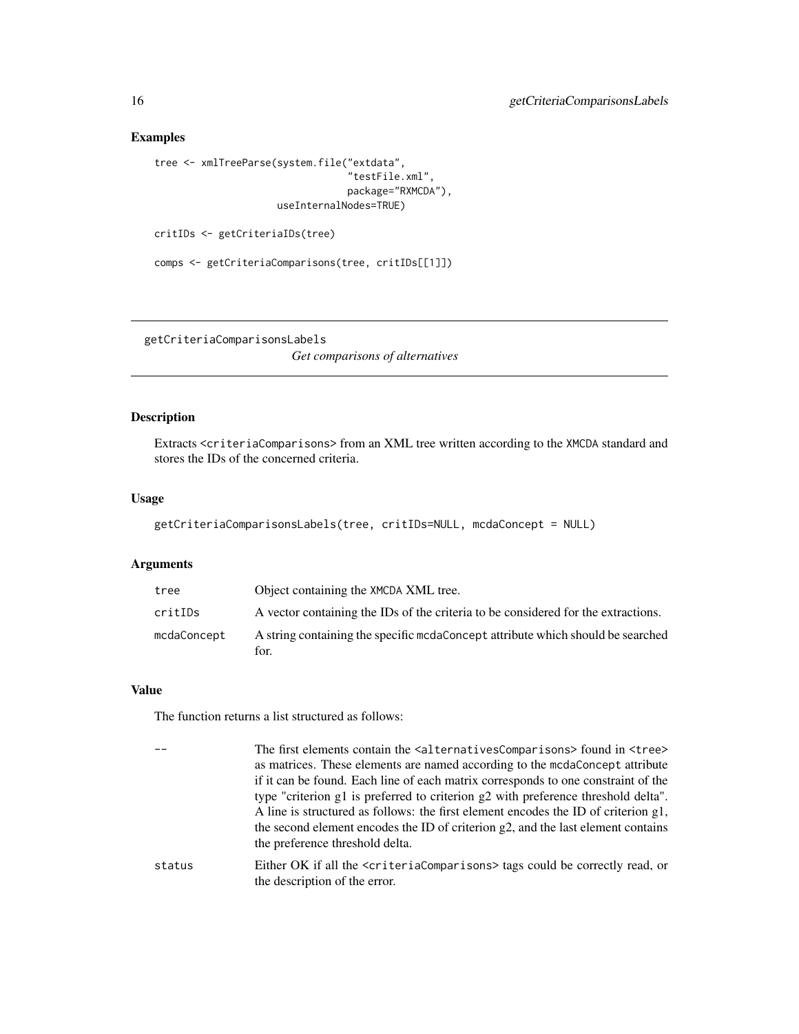## Examples

```
tree <- xmlTreeParse(system.file("extdata",
                                 "testFile.xml",
                                 package="RXMCDA"),
                     useInternalNodes=TRUE)

critIDs <- getCriteriaIDs(tree)

comps <- getCriteriaComparisons(tree, critIDs[[1]])
```

---

# getCriteriaComparisonsLabels

*Get comparisons of alternatives*

---

## Description

Extracts <criteriaComparisons> from an XML tree written according to the XMCDA standard and stores the IDs of the concerned criteria.

## Usage

```
getCriteriaComparisonsLabels(tree, critIDs=NULL, mcdaConcept = NULL)
```

## Arguments

| | |
|---|---|
| tree | Object containing the XMCDA XML tree. |
| critIDs | A vector containing the IDs of the criteria to be considered for the extractions. |
| mcdaConcept | A string containing the specific mcdaConcept attribute which should be searched for. |

## Value

The function returns a list structured as follows:

| | |
|---|---|
| -- | The first elements contain the <alternativesComparisons> found in <tree> as matrices. These elements are named according to the mcdaConcept attribute if it can be found. Each line of each matrix corresponds to one constraint of the type "criterion g1 is preferred to criterion g2 with preference threshold delta". A line is structured as follows: the first element encodes the ID of criterion g1, the second element encodes the ID of criterion g2, and the last element contains the preference threshold delta. |
| status | Either OK if all the <criteriaComparisons> tags could be correctly read, or the description of the error. |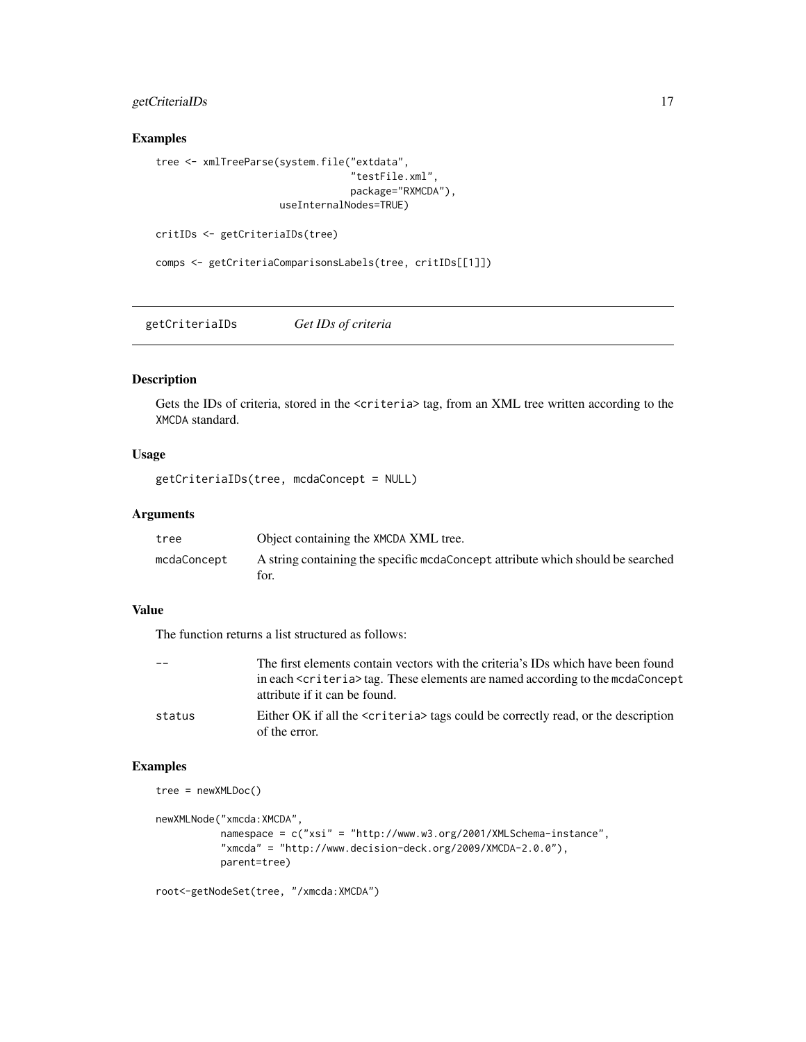## Examples

```
tree <- xmlTreeParse(system.file("extdata",
                                 "testFile.xml",
                                 package="RXMCDA"),
                     useInternalNodes=TRUE)

critIDs <- getCriteriaIDs(tree)

comps <- getCriteriaComparisonsLabels(tree, critIDs[[1]])
```

---

# getCriteriaIDs *Get IDs of criteria*

## Description

Gets the IDs of criteria, stored in the `<criteria>` tag, from an XML tree written according to the XMCDA standard.

## Usage

```
getCriteriaIDs(tree, mcdaConcept = NULL)
```

## Arguments

| | |
|---|---|
| tree | Object containing the XMCDA XML tree. |
| mcdaConcept | A string containing the specific mcdaConcept attribute which should be searched for. |

## Value

The function returns a list structured as follows:

| | |
|---|---|
| -- | The first elements contain vectors with the criteria's IDs which have been found in each `<criteria>` tag. These elements are named according to the mcdaConcept attribute if it can be found. |
| status | Either OK if all the `<criteria>` tags could be correctly read, or the description of the error. |

## Examples

```
tree = newXMLDoc()

newXMLNode("xmcda:XMCDA",
           namespace = c("xsi" = "http://www.w3.org/2001/XMLSchema-instance",
           "xmcda" = "http://www.decision-deck.org/2009/XMCDA-2.0.0"),
           parent=tree)

root<-getNodeSet(tree, "/xmcda:XMCDA")
```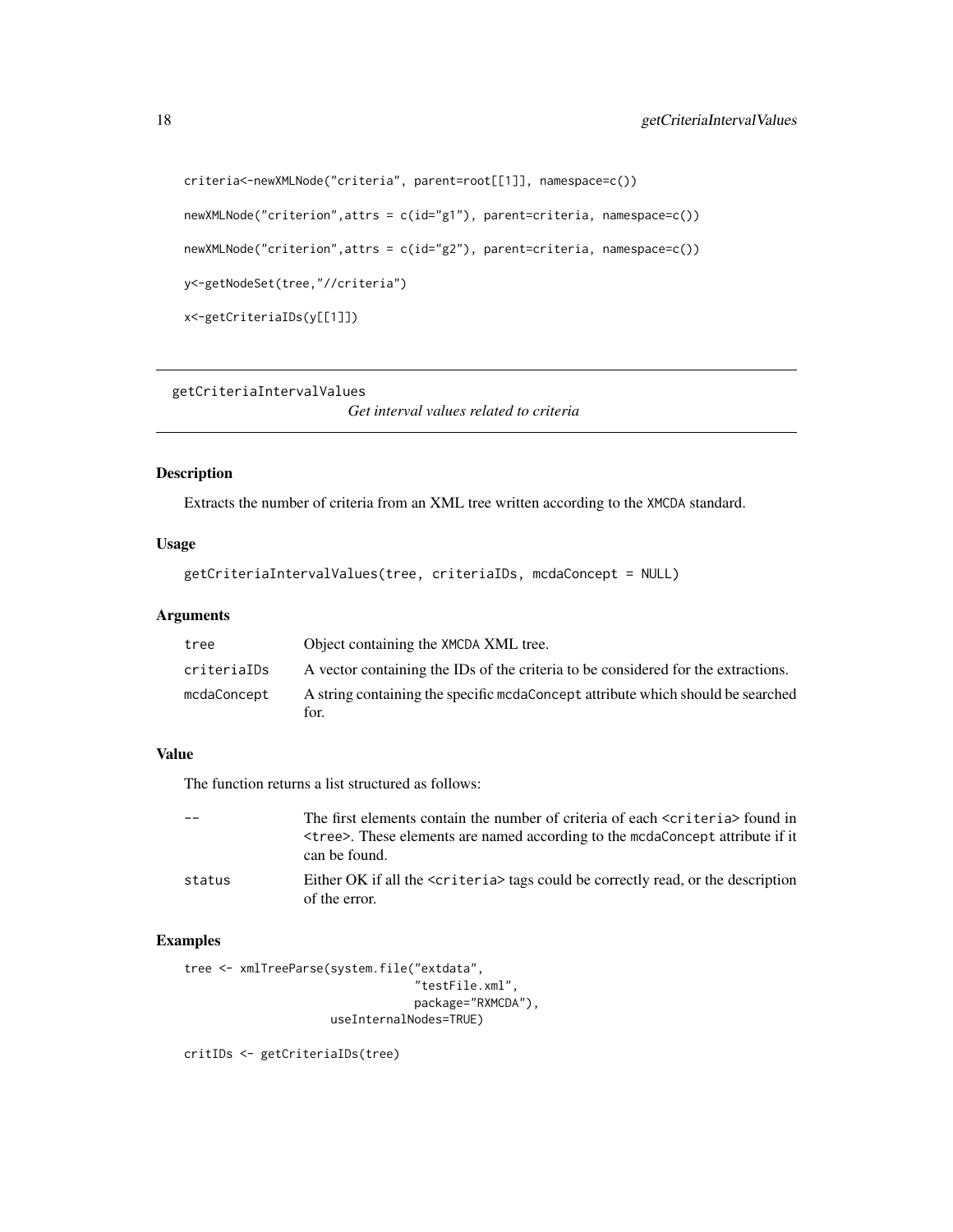```
criteria<-newXMLNode("criteria", parent=root[[1]], namespace=c())

newXMLNode("criterion",attrs = c(id="g1"), parent=criteria, namespace=c())

newXMLNode("criterion",attrs = c(id="g2"), parent=criteria, namespace=c())

y<-getNodeSet(tree,"//criteria")

x<-getCriteriaIDs(y[[1]])
```

## getCriteriaIntervalValues

*Get interval values related to criteria*

### Description

Extracts the number of criteria from an XML tree written according to the XMCDA standard.

### Usage

```
getCriteriaIntervalValues(tree, criteriaIDs, mcdaConcept = NULL)
```

### Arguments

| | |
|---|---|
| tree | Object containing the XMCDA XML tree. |
| criteriaIDs | A vector containing the IDs of the criteria to be considered for the extractions. |
| mcdaConcept | A string containing the specific mcdaConcept attribute which should be searched for. |

### Value

The function returns a list structured as follows:

| | |
|---|---|
| -- | The first elements contain the number of criteria of each <criteria> found in <tree>. These elements are named according to the mcdaConcept attribute if it can be found. |
| status | Either OK if all the <criteria> tags could be correctly read, or the description of the error. |

### Examples

```
tree <- xmlTreeParse(system.file("extdata",
                                 "testFile.xml",
                                 package="RXMCDA"),
                     useInternalNodes=TRUE)

critIDs <- getCriteriaIDs(tree)
```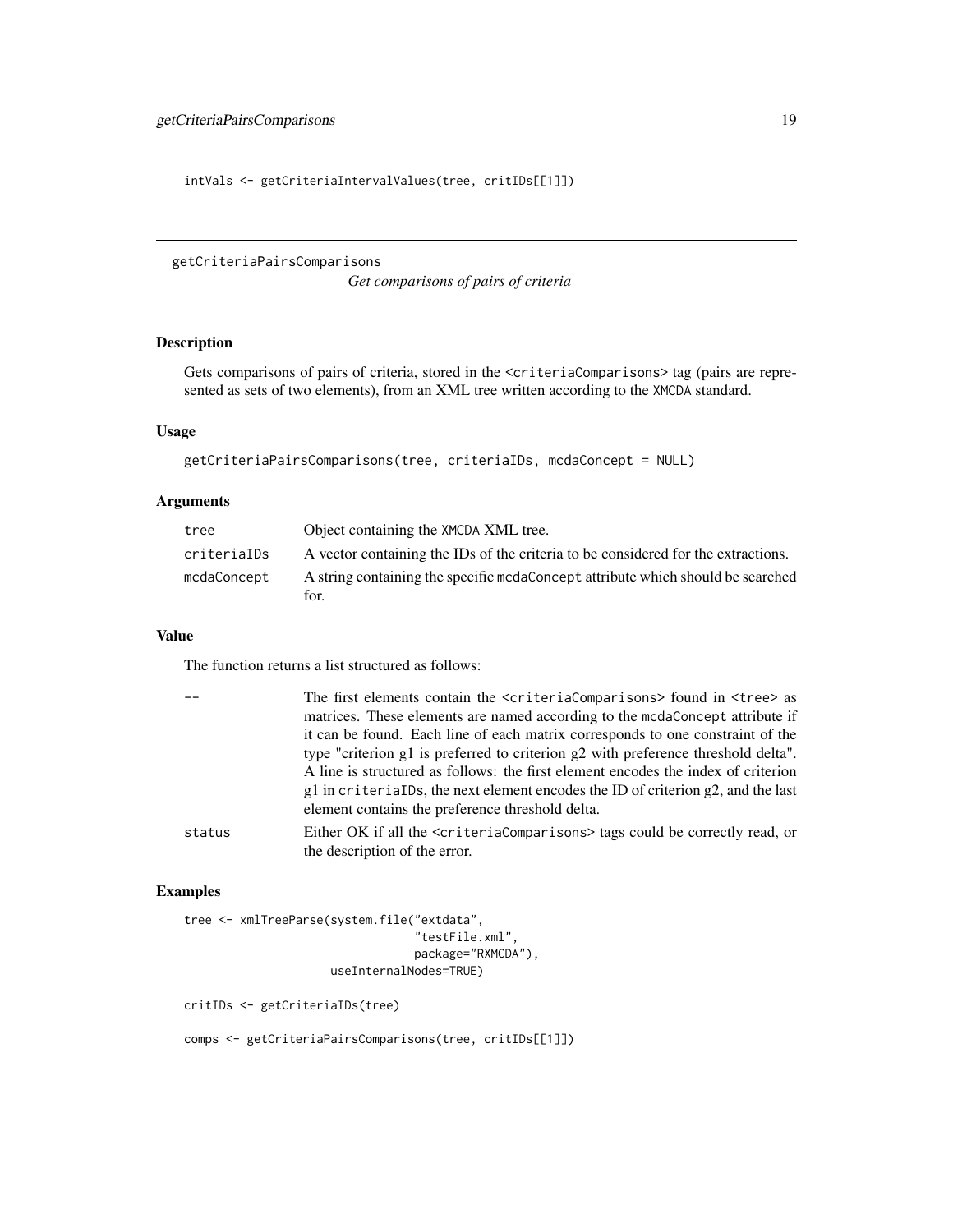```
intVals <- getCriteriaIntervalValues(tree, critIDs[[1]])
```

---

## getCriteriaPairsComparisons *Get comparisons of pairs of criteria*

### Description

Gets comparisons of pairs of criteria, stored in the <criteriaComparisons> tag (pairs are represented as sets of two elements), from an XML tree written according to the XMCDA standard.

### Usage

```
getCriteriaPairsComparisons(tree, criteriaIDs, mcdaConcept = NULL)
```

### Arguments

| | |
|---|---|
| tree | Object containing the XMCDA XML tree. |
| criteriaIDs | A vector containing the IDs of the criteria to be considered for the extractions. |
| mcdaConcept | A string containing the specific mcdaConcept attribute which should be searched for. |

### Value

The function returns a list structured as follows:

| | |
|---|---|
| -- | The first elements contain the <criteriaComparisons> found in <tree> as matrices. These elements are named according to the mcdaConcept attribute if it can be found. Each line of each matrix corresponds to one constraint of the type "criterion g1 is preferred to criterion g2 with preference threshold delta". A line is structured as follows: the first element encodes the index of criterion g1 in criteriaIDs, the next element encodes the ID of criterion g2, and the last element contains the preference threshold delta. |
| status | Either OK if all the <criteriaComparisons> tags could be correctly read, or the description of the error. |

### Examples

```
tree <- xmlTreeParse(system.file("extdata",
                                 "testFile.xml",
                                 package="RXMCDA"),
                     useInternalNodes=TRUE)

critIDs <- getCriteriaIDs(tree)

comps <- getCriteriaPairsComparisons(tree, critIDs[[1]])
```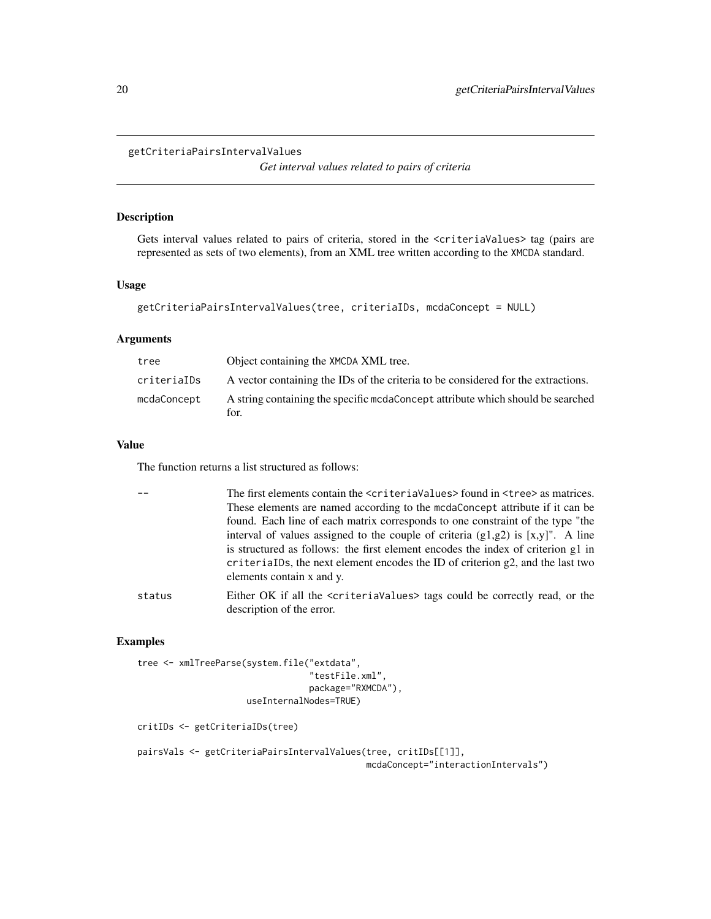## getCriteriaPairsIntervalValues

*Get interval values related to pairs of criteria*

### Description

Gets interval values related to pairs of criteria, stored in the `<criteriaValues>` tag (pairs are represented as sets of two elements), from an XML tree written according to the XMCDA standard.

### Usage

```
getCriteriaPairsIntervalValues(tree, criteriaIDs, mcdaConcept = NULL)
```

### Arguments

| | |
|---|---|
| tree | Object containing the XMCDA XML tree. |
| criteriaIDs | A vector containing the IDs of the criteria to be considered for the extractions. |
| mcdaConcept | A string containing the specific mcdaConcept attribute which should be searched for. |

### Value

The function returns a list structured as follows:

| | |
|---|---|
| -- | The first elements contain the `<criteriaValues>` found in `<tree>` as matrices. These elements are named according to the mcdaConcept attribute if it can be found. Each line of each matrix corresponds to one constraint of the type "the interval of values assigned to the couple of criteria (g1,g2) is [x,y]". A line is structured as follows: the first element encodes the index of criterion g1 in criteriaIDs, the next element encodes the ID of criterion g2, and the last two elements contain x and y. |
| status | Either OK if all the `<criteriaValues>` tags could be correctly read, or the description of the error. |

### Examples

```
tree <- xmlTreeParse(system.file("extdata",
                                 "testFile.xml",
                                 package="RXMCDA"),
                     useInternalNodes=TRUE)

critIDs <- getCriteriaIDs(tree)

pairsVals <- getCriteriaPairsIntervalValues(tree, critIDs[[1]],
                                            mcdaConcept="interactionIntervals")
```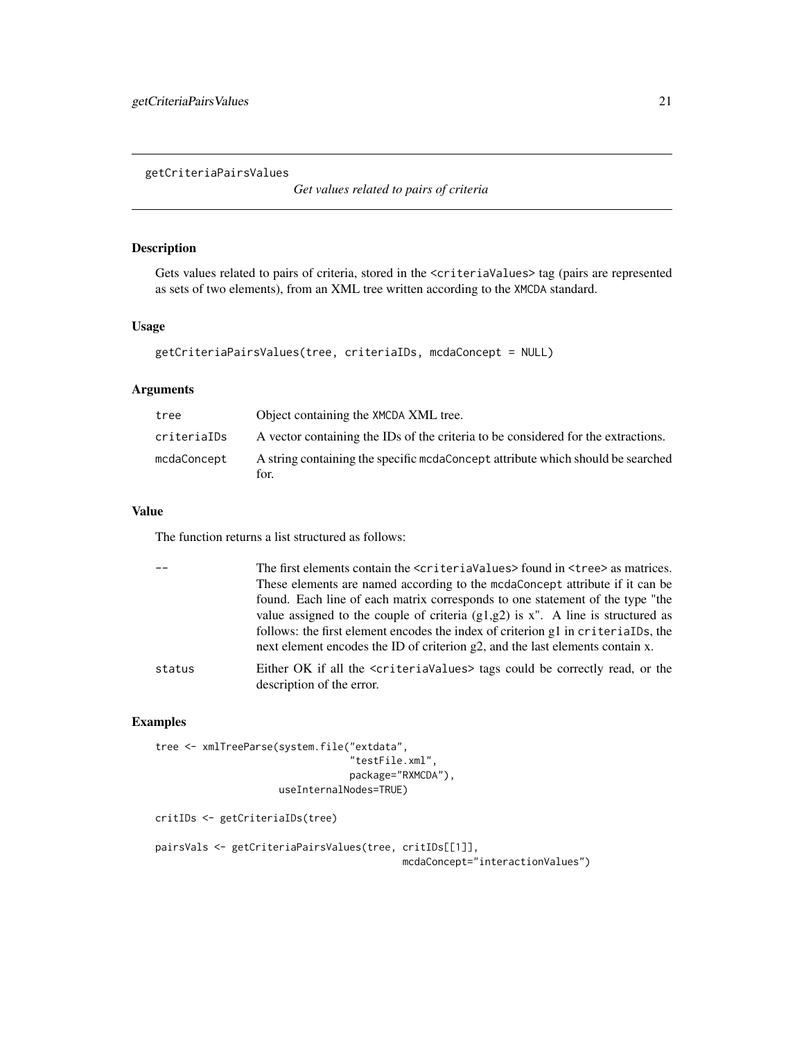getCriteriaPairsValues *Get values related to pairs of criteria*

## Description

Gets values related to pairs of criteria, stored in the `<criteriaValues>` tag (pairs are represented as sets of two elements), from an XML tree written according to the XMCDA standard.

## Usage

```
getCriteriaPairsValues(tree, criteriaIDs, mcdaConcept = NULL)
```

## Arguments

| | |
|---|---|
| tree | Object containing the XMCDA XML tree. |
| criteriaIDs | A vector containing the IDs of the criteria to be considered for the extractions. |
| mcdaConcept | A string containing the specific mcdaConcept attribute which should be searched for. |

## Value

The function returns a list structured as follows:

| | |
|---|---|
| -- | The first elements contain the `<criteriaValues>` found in `<tree>` as matrices. These elements are named according to the mcdaConcept attribute if it can be found. Each line of each matrix corresponds to one statement of the type "the value assigned to the couple of criteria (g1,g2) is x". A line is structured as follows: the first element encodes the index of criterion g1 in criteriaIDs, the next element encodes the ID of criterion g2, and the last elements contain x. |
| status | Either OK if all the `<criteriaValues>` tags could be correctly read, or the description of the error. |

## Examples

```
tree <- xmlTreeParse(system.file("extdata",
                                 "testFile.xml",
                                 package="RXMCDA"),
                     useInternalNodes=TRUE)

critIDs <- getCriteriaIDs(tree)

pairsVals <- getCriteriaPairsValues(tree, critIDs[[1]],
                                    mcdaConcept="interactionValues")
```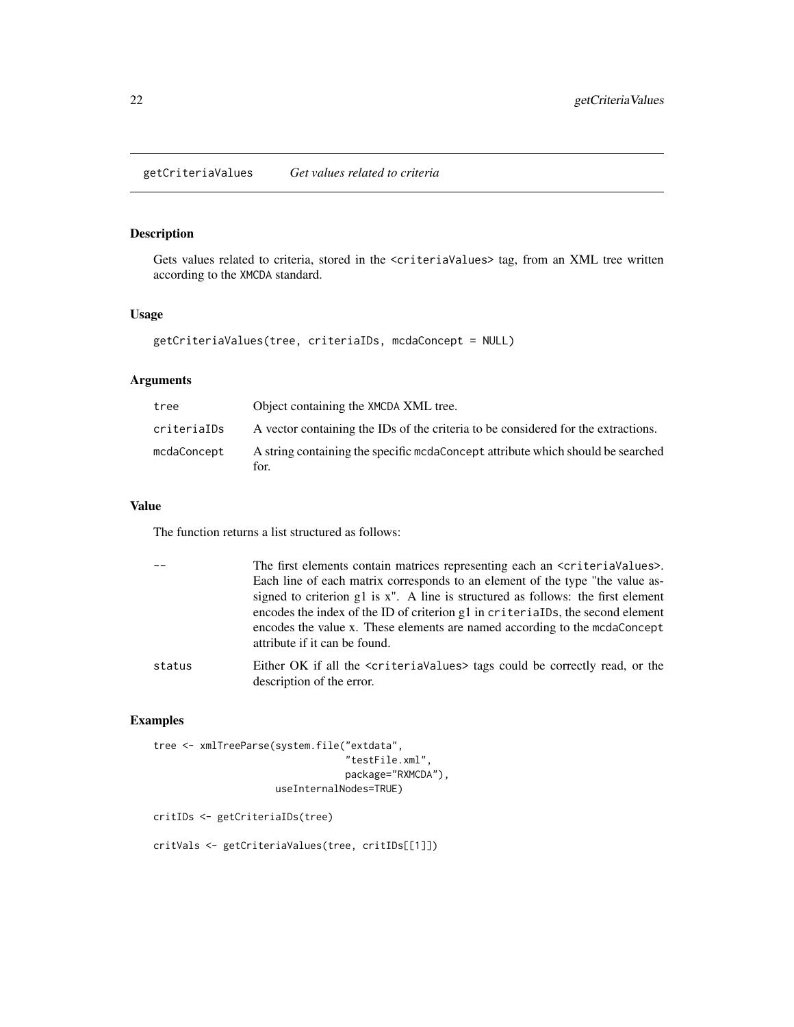## getCriteriaValues *Get values related to criteria*

### Description

Gets values related to criteria, stored in the <criteriaValues> tag, from an XML tree written according to the XMCDA standard.

### Usage

```
getCriteriaValues(tree, criteriaIDs, mcdaConcept = NULL)
```

### Arguments

| | |
|---|---|
| tree | Object containing the XMCDA XML tree. |
| criteriaIDs | A vector containing the IDs of the criteria to be considered for the extractions. |
| mcdaConcept | A string containing the specific mcdaConcept attribute which should be searched for. |

### Value

The function returns a list structured as follows:

| | |
|---|---|
| -- | The first elements contain matrices representing each an <criteriaValues>. Each line of each matrix corresponds to an element of the type "the value assigned to criterion g1 is x". A line is structured as follows: the first element encodes the index of the ID of criterion g1 in criteriaIDs, the second element encodes the value x. These elements are named according to the mcdaConcept attribute if it can be found. |
| status | Either OK if all the <criteriaValues> tags could be correctly read, or the description of the error. |

### Examples

```
tree <- xmlTreeParse(system.file("extdata",
                                 "testFile.xml",
                                 package="RXMCDA"),
                     useInternalNodes=TRUE)

critIDs <- getCriteriaIDs(tree)

critVals <- getCriteriaValues(tree, critIDs[[1]])
```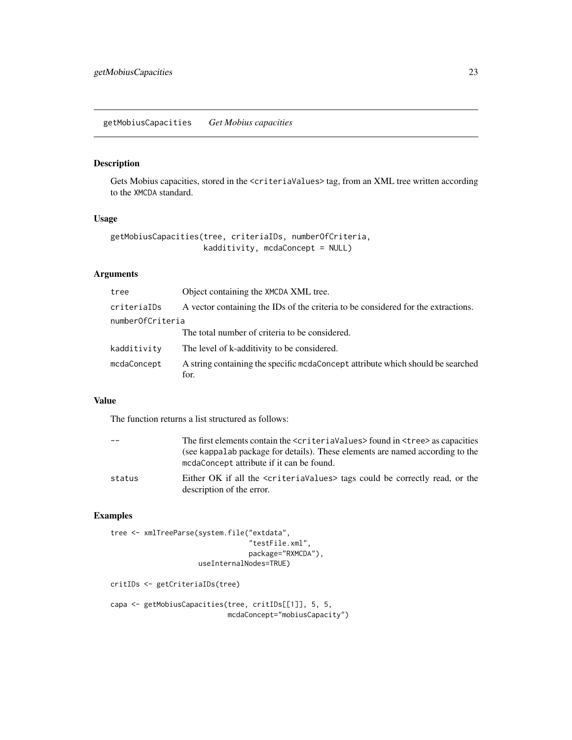## getMobiusCapacities *Get Mobius capacities*

### Description

Gets Mobius capacities, stored in the `<criteriaValues>` tag, from an XML tree written according to the XMCDA standard.

### Usage

```
getMobiusCapacities(tree, criteriaIDs, numberOfCriteria,
                    kadditivity, mcdaConcept = NULL)
```

### Arguments

| | |
|---|---|
| `tree` | Object containing the XMCDA XML tree. |
| `criteriaIDs` | A vector containing the IDs of the criteria to be considered for the extractions. |
| `numberOfCriteria` | The total number of criteria to be considered. |
| `kadditivity` | The level of k-additivity to be considered. |
| `mcdaConcept` | A string containing the specific `mcdaConcept` attribute which should be searched for. |

### Value

The function returns a list structured as follows:

| | |
|---|---|
| `--` | The first elements contain the `<criteriaValues>` found in `<tree>` as capacities (see kappalab package for details). These elements are named according to the `mcdaConcept` attribute if it can be found. |
| `status` | Either OK if all the `<criteriaValues>` tags could be correctly read, or the description of the error. |

### Examples

```
tree <- xmlTreeParse(system.file("extdata",
                                 "testFile.xml",
                                 package="RXMCDA"),
                     useInternalNodes=TRUE)

critIDs <- getCriteriaIDs(tree)

capa <- getMobiusCapacities(tree, critIDs[[1]], 5, 5,
                            mcdaConcept="mobiusCapacity")
```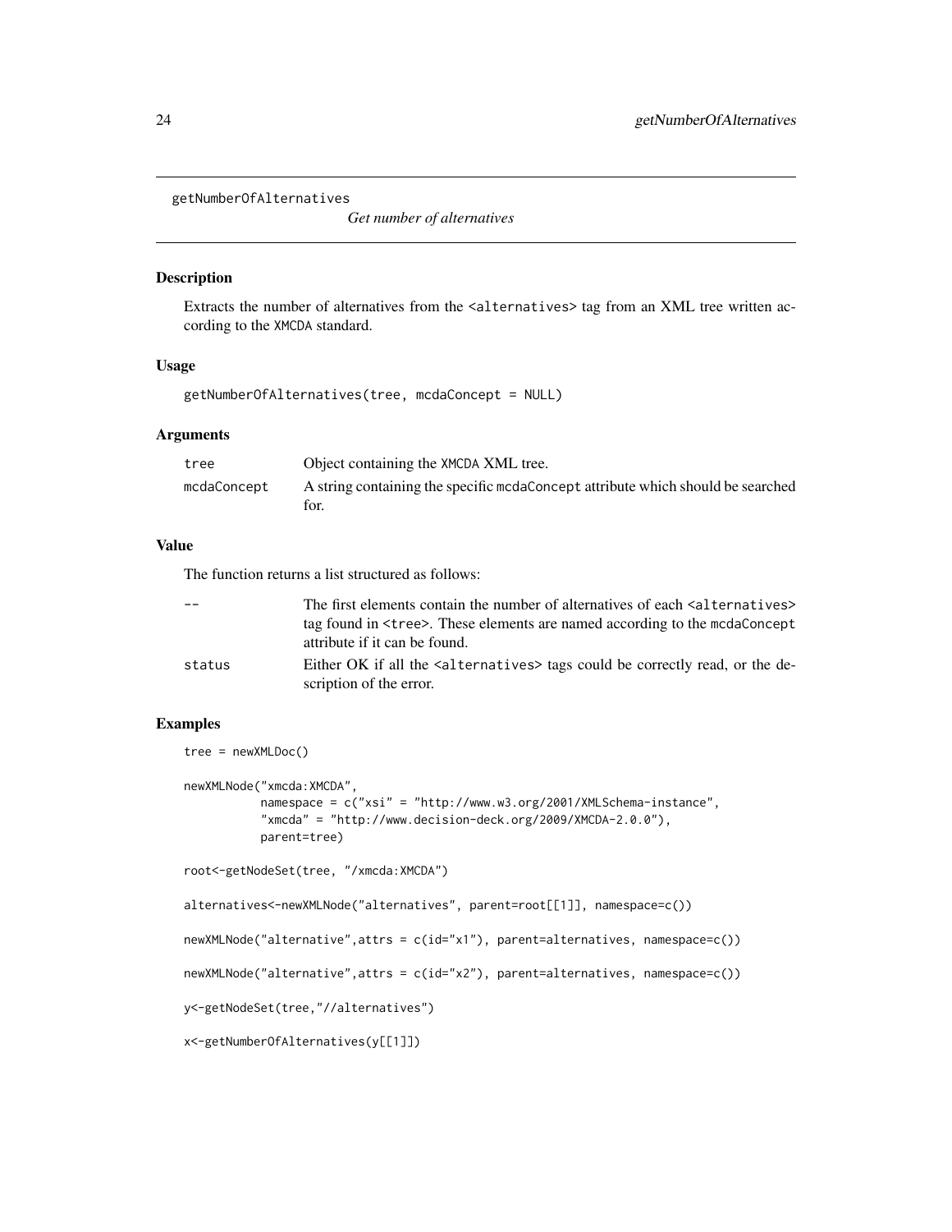```
getNumberOfAlternatives
```

*Get number of alternatives*

## Description

Extracts the number of alternatives from the `<alternatives>` tag from an XML tree written according to the XMCDA standard.

## Usage

```
getNumberOfAlternatives(tree, mcdaConcept = NULL)
```

## Arguments

| | |
|---|---|
| `tree` | Object containing the XMCDA XML tree. |
| `mcdaConcept` | A string containing the specific `mcdaConcept` attribute which should be searched for. |

## Value

The function returns a list structured as follows:

| | |
|---|---|
| `--` | The first elements contain the number of alternatives of each `<alternatives>` tag found in `<tree>`. These elements are named according to the `mcdaConcept` attribute if it can be found. |
| `status` | Either OK if all the `<alternatives>` tags could be correctly read, or the description of the error. |

## Examples

```
tree = newXMLDoc()

newXMLNode("xmcda:XMCDA",
           namespace = c("xsi" = "http://www.w3.org/2001/XMLSchema-instance",
           "xmcda" = "http://www.decision-deck.org/2009/XMCDA-2.0.0"),
           parent=tree)

root<-getNodeSet(tree, "/xmcda:XMCDA")

alternatives<-newXMLNode("alternatives", parent=root[[1]], namespace=c())

newXMLNode("alternative",attrs = c(id="x1"), parent=alternatives, namespace=c())

newXMLNode("alternative",attrs = c(id="x2"), parent=alternatives, namespace=c())

y<-getNodeSet(tree,"//alternatives")

x<-getNumberOfAlternatives(y[[1]])
```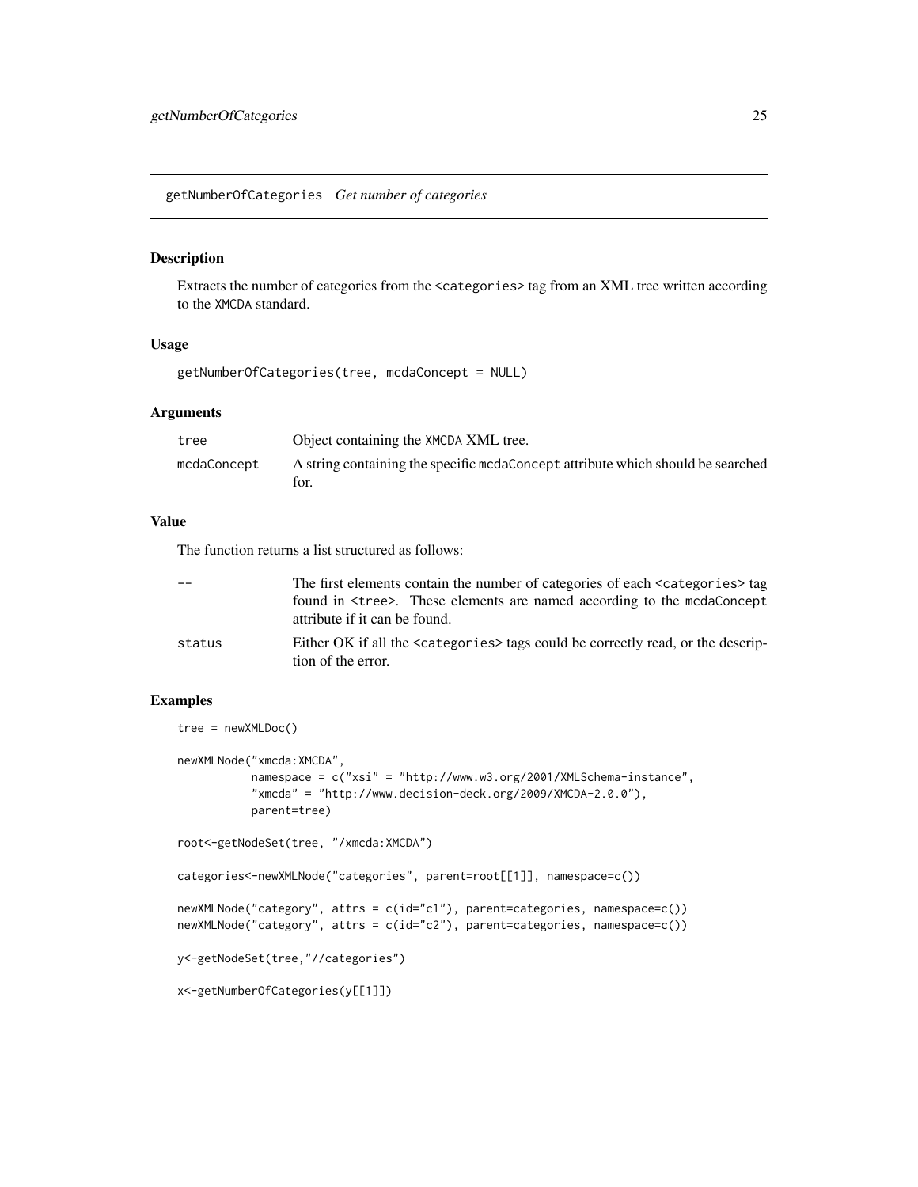## getNumberOfCategories *Get number of categories*

### Description

Extracts the number of categories from the <categories> tag from an XML tree written according to the XMCDA standard.

### Usage

```
getNumberOfCategories(tree, mcdaConcept = NULL)
```

### Arguments

| | |
|---|---|
| tree | Object containing the XMCDA XML tree. |
| mcdaConcept | A string containing the specific mcdaConcept attribute which should be searched for. |

### Value

The function returns a list structured as follows:

| | |
|---|---|
| -- | The first elements contain the number of categories of each <categories> tag found in <tree>. These elements are named according to the mcdaConcept attribute if it can be found. |
| status | Either OK if all the <categories> tags could be correctly read, or the description of the error. |

### Examples

```
tree = newXMLDoc()

newXMLNode("xmcda:XMCDA",
           namespace = c("xsi" = "http://www.w3.org/2001/XMLSchema-instance",
           "xmcda" = "http://www.decision-deck.org/2009/XMCDA-2.0.0"),
           parent=tree)

root<-getNodeSet(tree, "/xmcda:XMCDA")

categories<-newXMLNode("categories", parent=root[[1]], namespace=c())

newXMLNode("category", attrs = c(id="c1"), parent=categories, namespace=c())
newXMLNode("category", attrs = c(id="c2"), parent=categories, namespace=c())

y<-getNodeSet(tree,"//categories")

x<-getNumberOfCategories(y[[1]])
```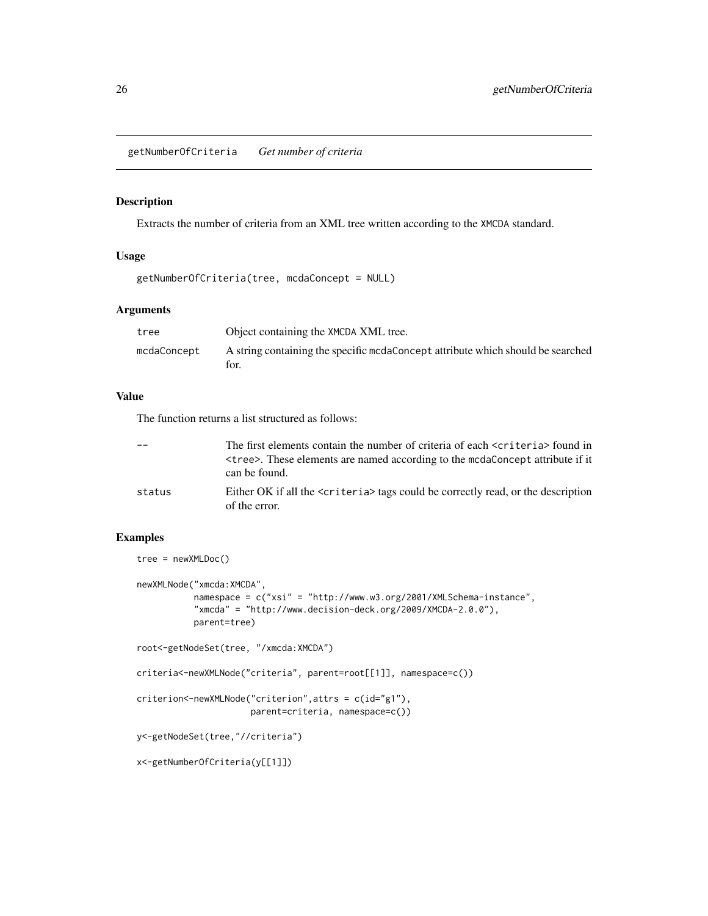## getNumberOfCriteria *Get number of criteria*

### Description

Extracts the number of criteria from an XML tree written according to the XMCDA standard.

### Usage

```
getNumberOfCriteria(tree, mcdaConcept = NULL)
```

### Arguments

| | |
|---|---|
| tree | Object containing the XMCDA XML tree. |
| mcdaConcept | A string containing the specific mcdaConcept attribute which should be searched for. |

### Value

The function returns a list structured as follows:

| | |
|---|---|
| -- | The first elements contain the number of criteria of each <criteria> found in <tree>. These elements are named according to the mcdaConcept attribute if it can be found. |
| status | Either OK if all the <criteria> tags could be correctly read, or the description of the error. |

### Examples

```
tree = newXMLDoc()

newXMLNode("xmcda:XMCDA",
           namespace = c("xsi" = "http://www.w3.org/2001/XMLSchema-instance",
           "xmcda" = "http://www.decision-deck.org/2009/XMCDA-2.0.0"),
           parent=tree)

root<-getNodeSet(tree, "/xmcda:XMCDA")

criteria<-newXMLNode("criteria", parent=root[[1]], namespace=c())

criterion<-newXMLNode("criterion",attrs = c(id="g1"),
                     parent=criteria, namespace=c())

y<-getNodeSet(tree,"//criteria")

x<-getNumberOfCriteria(y[[1]])
```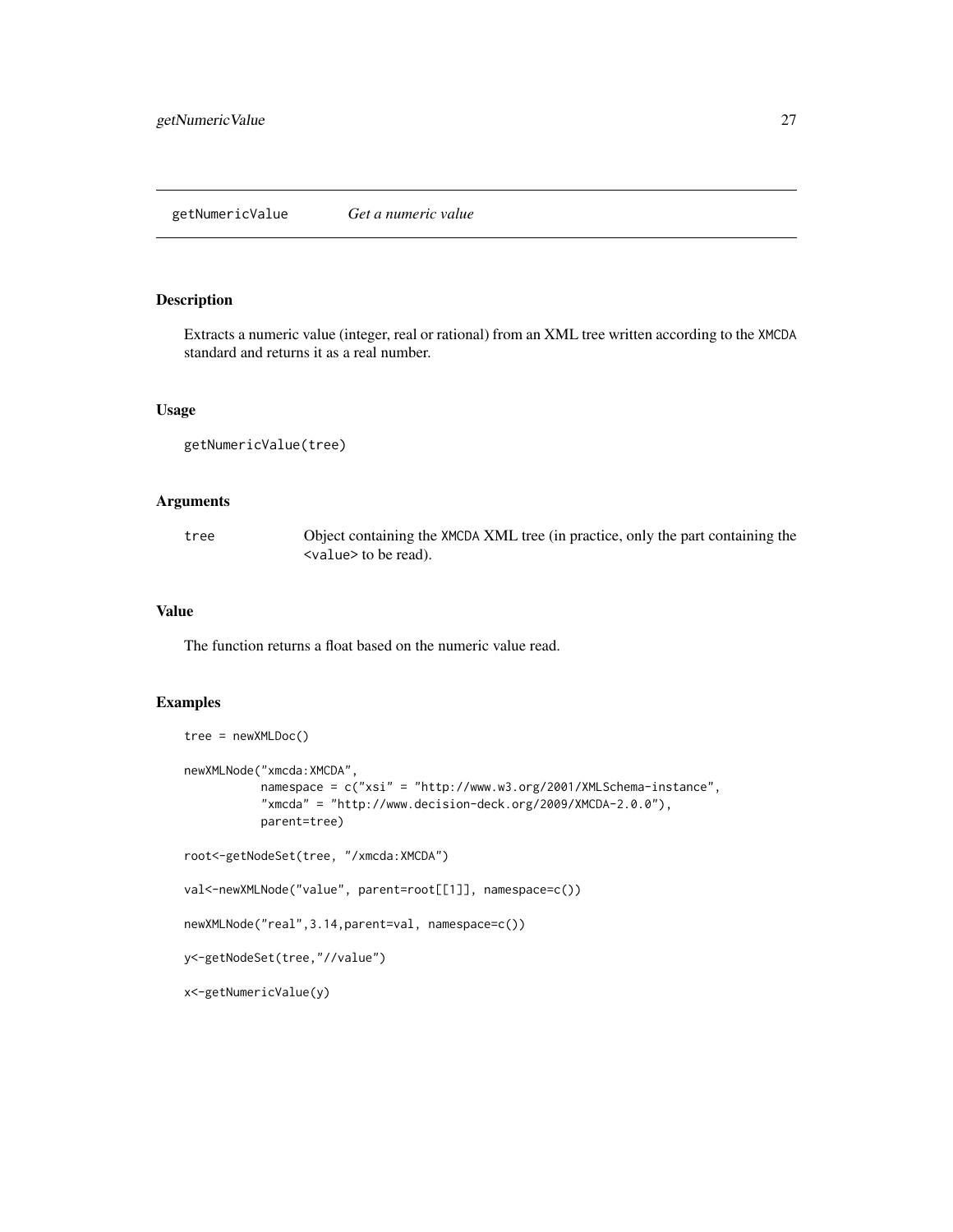## getNumericValue *Get a numeric value*

### Description

Extracts a numeric value (integer, real or rational) from an XML tree written according to the XMCDA standard and returns it as a real number.

### Usage

```
getNumericValue(tree)
```

### Arguments

| | |
|---|---|
| tree | Object containing the XMCDA XML tree (in practice, only the part containing the <value> to be read). |

### Value

The function returns a float based on the numeric value read.

### Examples

```
tree = newXMLDoc()

newXMLNode("xmcda:XMCDA",
           namespace = c("xsi" = "http://www.w3.org/2001/XMLSchema-instance",
           "xmcda" = "http://www.decision-deck.org/2009/XMCDA-2.0.0"),
           parent=tree)

root<-getNodeSet(tree, "/xmcda:XMCDA")

val<-newXMLNode("value", parent=root[[1]], namespace=c())

newXMLNode("real",3.14,parent=val, namespace=c())

y<-getNodeSet(tree,"//value")

x<-getNumericValue(y)
```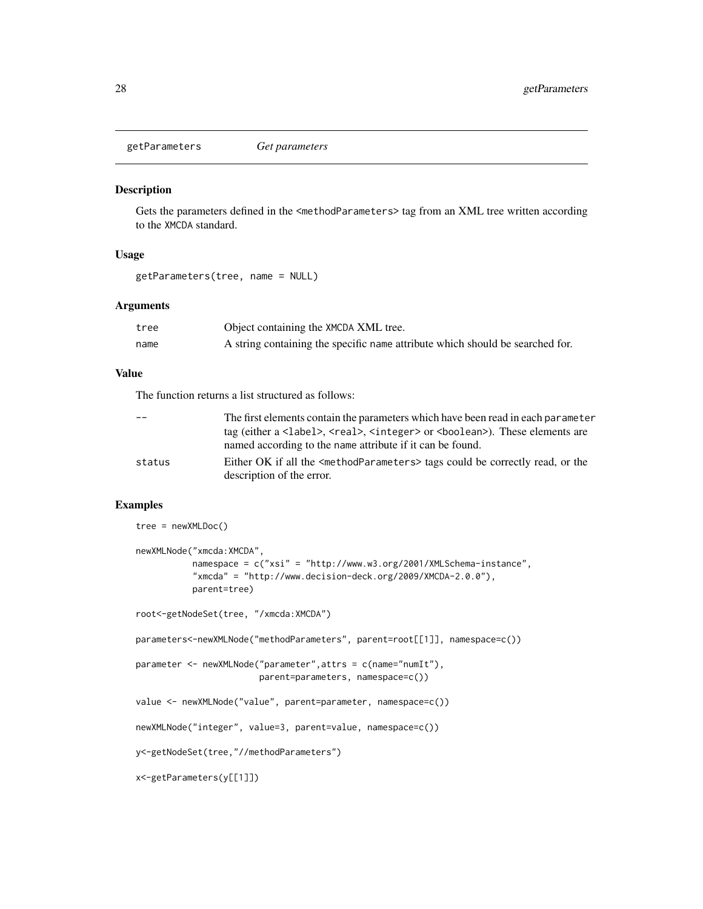## getParameters *Get parameters*

### Description

Gets the parameters defined in the `<methodParameters>` tag from an XML tree written according to the XMCDA standard.

### Usage

```
getParameters(tree, name = NULL)
```

### Arguments

| | |
|---|---|
| tree | Object containing the XMCDA XML tree. |
| name | A string containing the specific name attribute which should be searched for. |

### Value

The function returns a list structured as follows:

| | |
|---|---|
| -- | The first elements contain the parameters which have been read in each parameter tag (either a `<label>`, `<real>`, `<integer>` or `<boolean>`). These elements are named according to the name attribute if it can be found. |
| status | Either OK if all the `<methodParameters>` tags could be correctly read, or the description of the error. |

### Examples

```
tree = newXMLDoc()

newXMLNode("xmcda:XMCDA",
           namespace = c("xsi" = "http://www.w3.org/2001/XMLSchema-instance",
           "xmcda" = "http://www.decision-deck.org/2009/XMCDA-2.0.0"),
           parent=tree)

root<-getNodeSet(tree, "/xmcda:XMCDA")

parameters<-newXMLNode("methodParameters", parent=root[[1]], namespace=c())

parameter <- newXMLNode("parameter",attrs = c(name="numIt"),
                        parent=parameters, namespace=c())

value <- newXMLNode("value", parent=parameter, namespace=c())

newXMLNode("integer", value=3, parent=value, namespace=c())

y<-getNodeSet(tree,"//methodParameters")

x<-getParameters(y[[1]])
```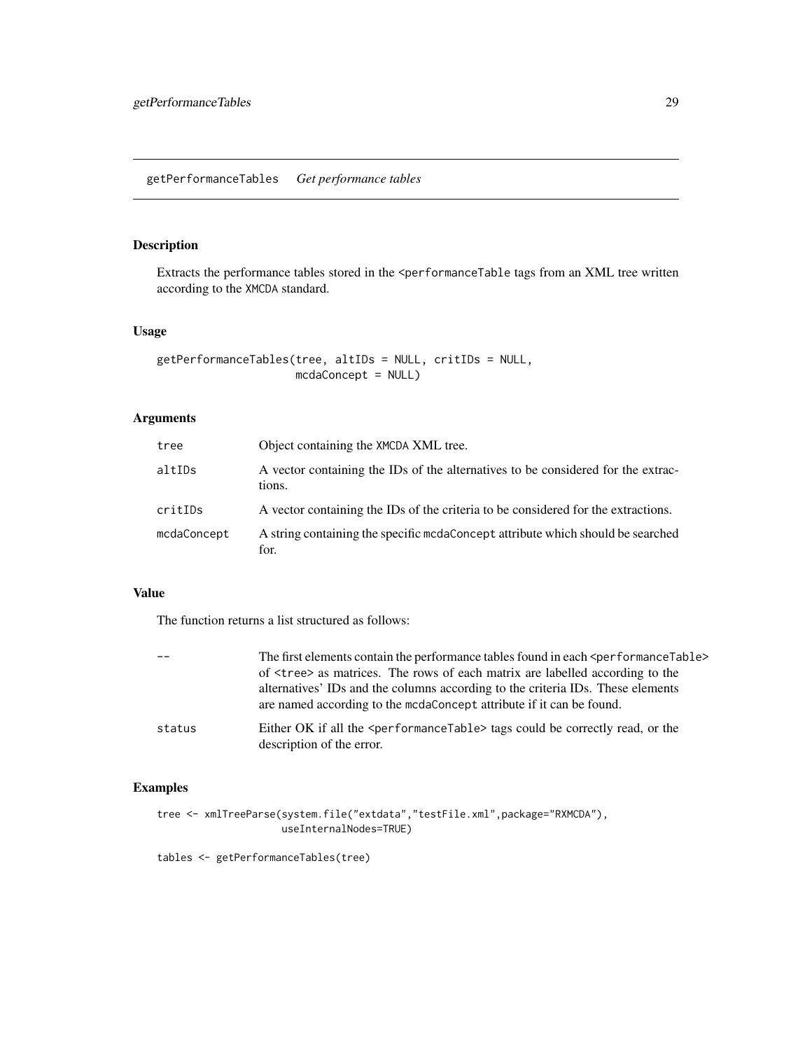## getPerformanceTables *Get performance tables*

### Description

Extracts the performance tables stored in the <performanceTable tags from an XML tree written according to the XMCDA standard.

### Usage

```
getPerformanceTables(tree, altIDs = NULL, critIDs = NULL,
                     mcdaConcept = NULL)
```

### Arguments

| | |
|---|---|
| tree | Object containing the XMCDA XML tree. |
| altIDs | A vector containing the IDs of the alternatives to be considered for the extractions. |
| critIDs | A vector containing the IDs of the criteria to be considered for the extractions. |
| mcdaConcept | A string containing the specific mcdaConcept attribute which should be searched for. |

### Value

The function returns a list structured as follows:

| | |
|---|---|
| -- | The first elements contain the performance tables found in each <performanceTable> of <tree> as matrices. The rows of each matrix are labelled according to the alternatives' IDs and the columns according to the criteria IDs. These elements are named according to the mcdaConcept attribute if it can be found. |
| status | Either OK if all the <performanceTable> tags could be correctly read, or the description of the error. |

### Examples

```
tree <- xmlTreeParse(system.file("extdata","testFile.xml",package="RXMCDA"),
                     useInternalNodes=TRUE)

tables <- getPerformanceTables(tree)
```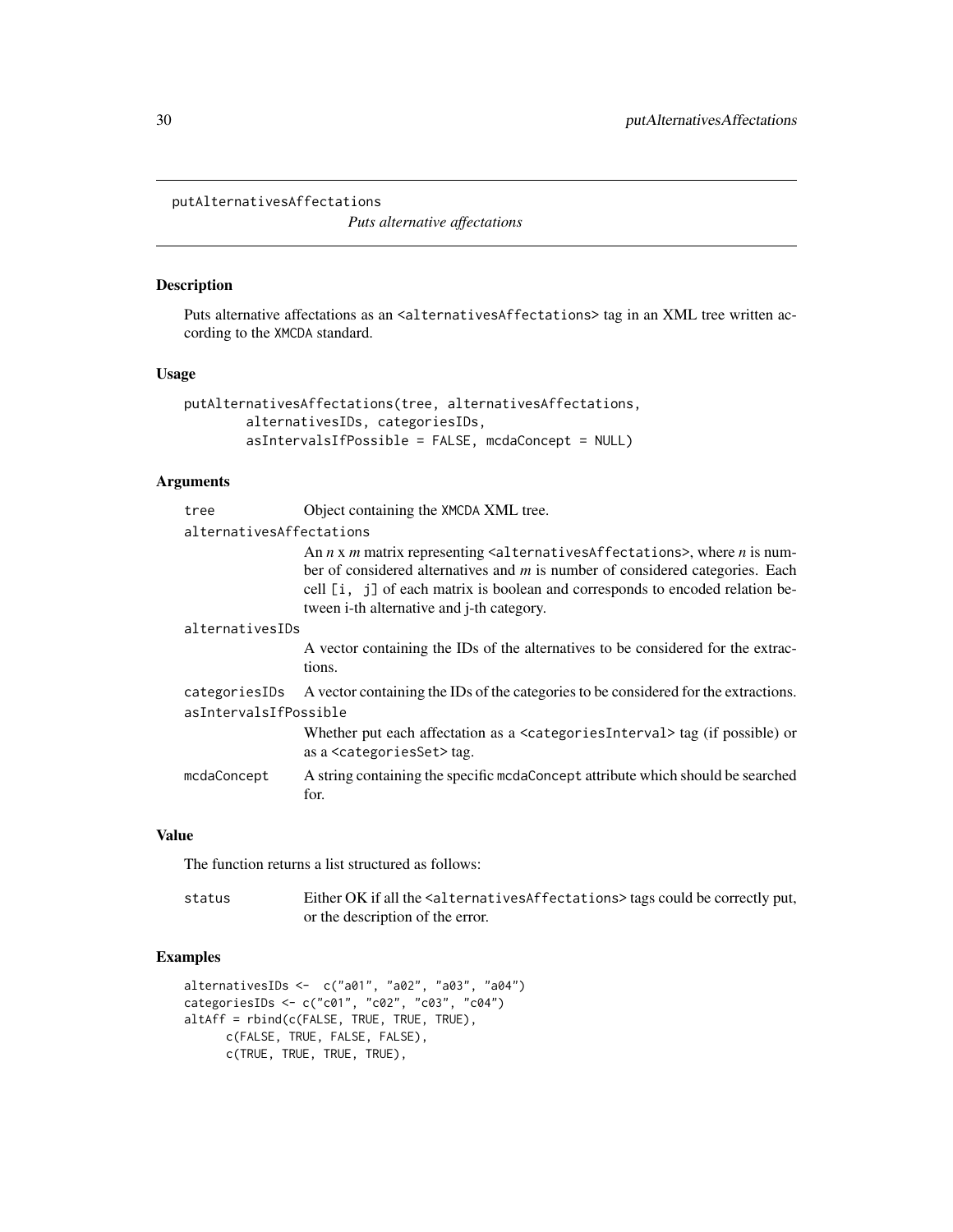# putAlternativesAffectations

*Puts alternative affectations*

## Description

Puts alternative affectations as an <alternativesAffectations> tag in an XML tree written according to the XMCDA standard.

## Usage

```
putAlternativesAffectations(tree, alternativesAffectations,
        alternativesIDs, categoriesIDs,
        asIntervalsIfPossible = FALSE, mcdaConcept = NULL)
```

## Arguments

- **tree**: Object containing the XMCDA XML tree.
- **alternativesAffectations**: An $n$ x $m$ matrix representing <alternativesAffectations>, where $n$ is number of considered alternatives and $m$ is number of considered categories. Each cell [i, j] of each matrix is boolean and corresponds to encoded relation between i-th alternative and j-th category.
- **alternativesIDs**: A vector containing the IDs of the alternatives to be considered for the extractions.
- **categoriesIDs**: A vector containing the IDs of the categories to be considered for the extractions.
- **asIntervalsIfPossible**: Whether put each affectation as a <categoriesInterval> tag (if possible) or as a <categoriesSet> tag.
- **mcdaConcept**: A string containing the specific mcdaConcept attribute which should be searched for.

## Value

The function returns a list structured as follows:

- **status**: Either OK if all the <alternativesAffectations> tags could be correctly put, or the description of the error.

## Examples

```
alternativesIDs <-  c("a01", "a02", "a03", "a04")
categoriesIDs <- c("c01", "c02", "c03", "c04")
altAff = rbind(c(FALSE, TRUE, TRUE, TRUE),
      c(FALSE, TRUE, FALSE, FALSE),
      c(TRUE, TRUE, TRUE, TRUE),
```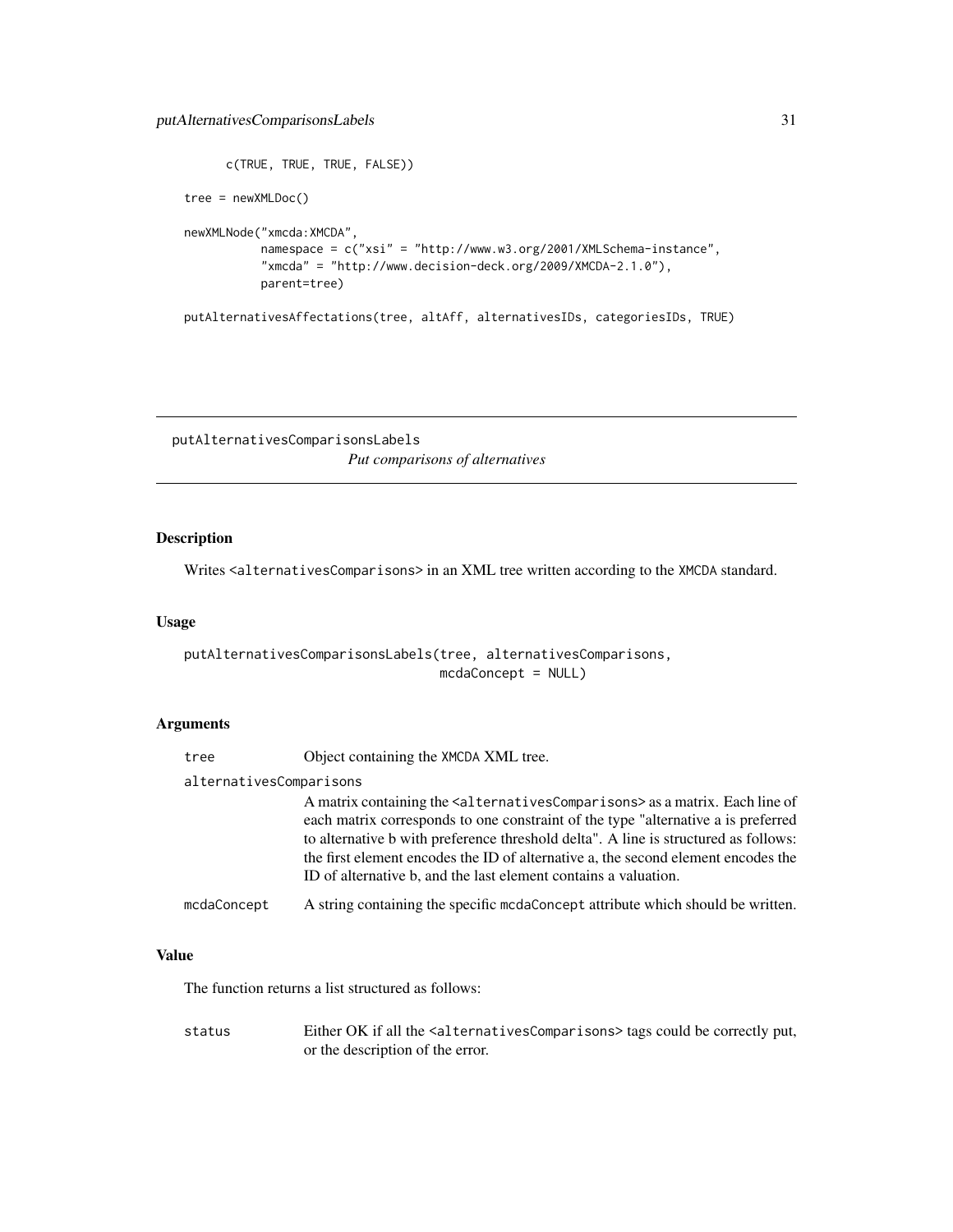```
      c(TRUE, TRUE, TRUE, FALSE))

tree = newXMLDoc()

newXMLNode("xmcda:XMCDA",
           namespace = c("xsi" = "http://www.w3.org/2001/XMLSchema-instance",
           "xmcda" = "http://www.decision-deck.org/2009/XMCDA-2.1.0"),
           parent=tree)

putAlternativesAffectations(tree, altAff, alternativesIDs, categoriesIDs, TRUE)
```

---

## putAlternativesComparisonsLabels
*Put comparisons of alternatives*

---

### Description

Writes `<alternativesComparisons>` in an XML tree written according to the XMCDA standard.

### Usage

```
putAlternativesComparisonsLabels(tree, alternativesComparisons,
                                 mcdaConcept = NULL)
```

### Arguments

`tree` Object containing the XMCDA XML tree.

`alternativesComparisons` A matrix containing the `<alternativesComparisons>` as a matrix. Each line of each matrix corresponds to one constraint of the type "alternative a is preferred to alternative b with preference threshold delta". A line is structured as follows: the first element encodes the ID of alternative a, the second element encodes the ID of alternative b, and the last element contains a valuation.

`mcdaConcept` A string containing the specific `mcdaConcept` attribute which should be written.

### Value

The function returns a list structured as follows:

`status` Either OK if all the `<alternativesComparisons>` tags could be correctly put, or the description of the error.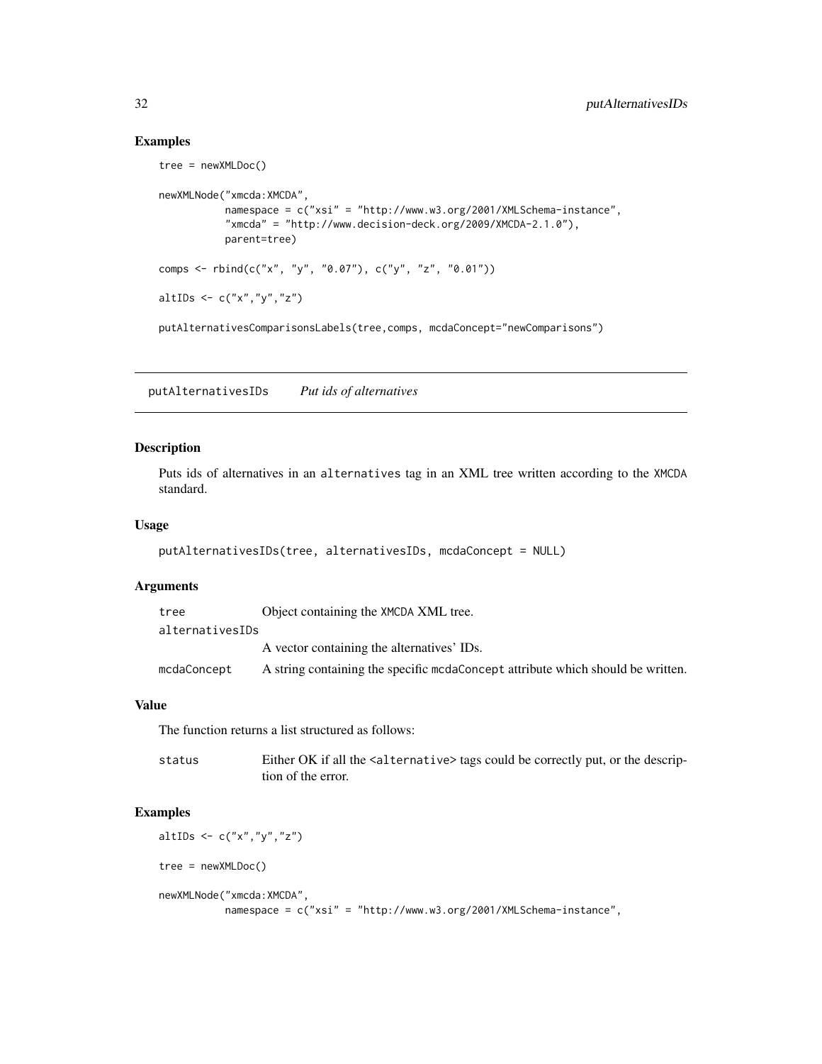## Examples

```
tree = newXMLDoc()

newXMLNode("xmcda:XMCDA",
           namespace = c("xsi" = "http://www.w3.org/2001/XMLSchema-instance",
           "xmcda" = "http://www.decision-deck.org/2009/XMCDA-2.1.0"),
           parent=tree)

comps <- rbind(c("x", "y", "0.07"), c("y", "z", "0.01"))

altIDs <- c("x","y","z")

putAlternativesComparisonsLabels(tree,comps, mcdaConcept="newComparisons")
```

---

## putAlternativesIDs    *Put ids of alternatives*

---

### Description

Puts ids of alternatives in an `alternatives` tag in an XML tree written according to the XMCDA standard.

### Usage

```
putAlternativesIDs(tree, alternativesIDs, mcdaConcept = NULL)
```

### Arguments

| | |
|---|---|
| `tree` | Object containing the XMCDA XML tree. |
| `alternativesIDs` | A vector containing the alternatives' IDs. |
| `mcdaConcept` | A string containing the specific `mcdaConcept` attribute which should be written. |

### Value

The function returns a list structured as follows:

| | |
|---|---|
| `status` | Either OK if all the `<alternative>` tags could be correctly put, or the description of the error. |

### Examples

```
altIDs <- c("x","y","z")

tree = newXMLDoc()

newXMLNode("xmcda:XMCDA",
           namespace = c("xsi" = "http://www.w3.org/2001/XMLSchema-instance",
```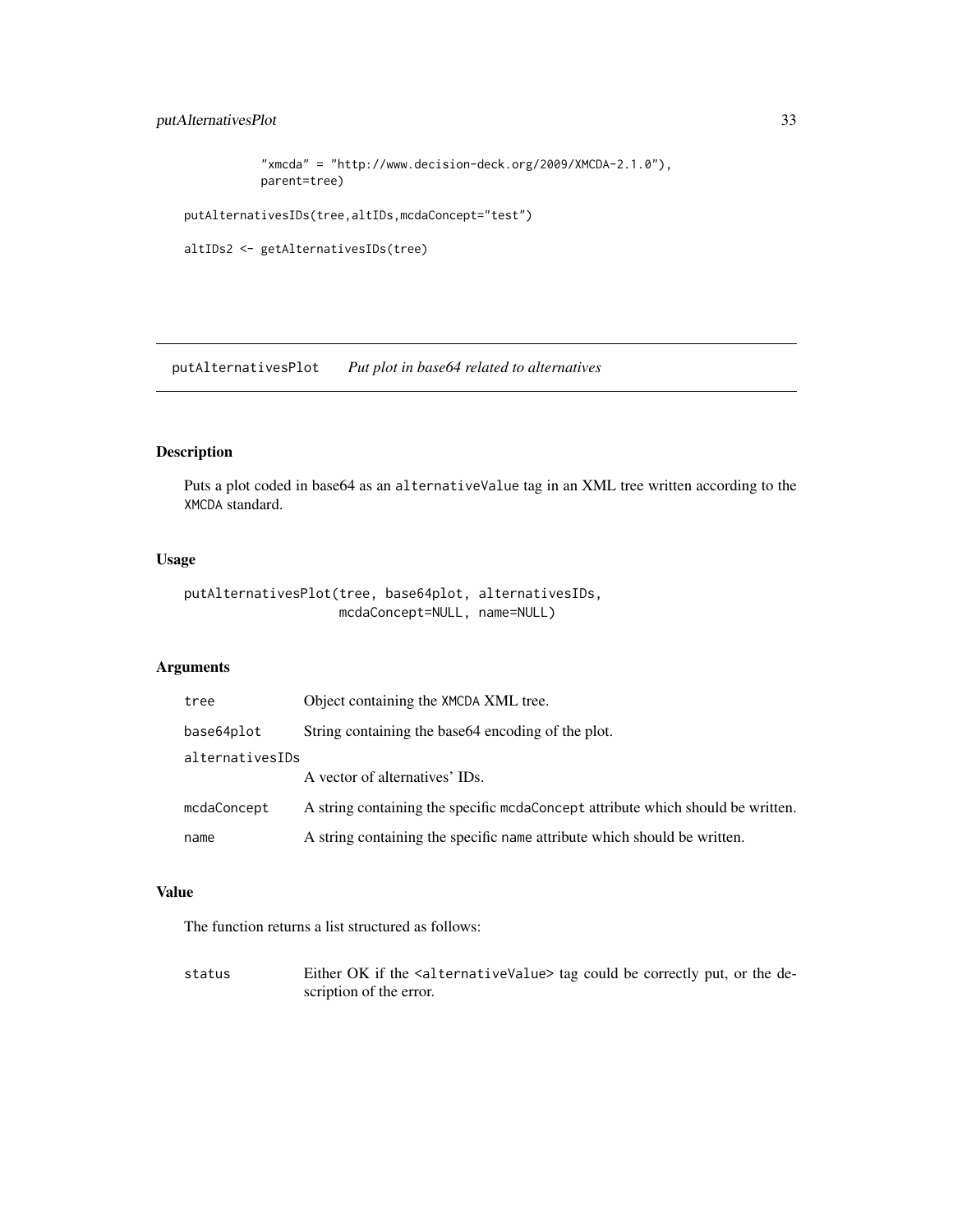```
           "xmcda" = "http://www.decision-deck.org/2009/XMCDA-2.1.0"),
           parent=tree)

putAlternativesIDs(tree,altIDs,mcdaConcept="test")

altIDs2 <- getAlternativesIDs(tree)
```

## putAlternativesPlot *Put plot in base64 related to alternatives*

### Description

Puts a plot coded in base64 as an `alternativeValue` tag in an XML tree written according to the `XMCDA` standard.

### Usage

```
putAlternativesPlot(tree, base64plot, alternativesIDs,
                    mcdaConcept=NULL, name=NULL)
```

### Arguments

| | |
|---|---|
| `tree` | Object containing the `XMCDA` XML tree. |
| `base64plot` | String containing the base64 encoding of the plot. |
| `alternativesIDs` | A vector of alternatives' IDs. |
| `mcdaConcept` | A string containing the specific `mcdaConcept` attribute which should be written. |
| `name` | A string containing the specific `name` attribute which should be written. |

### Value

The function returns a list structured as follows:

| | |
|---|---|
| `status` | Either OK if the `<alternativeValue>` tag could be correctly put, or the description of the error. |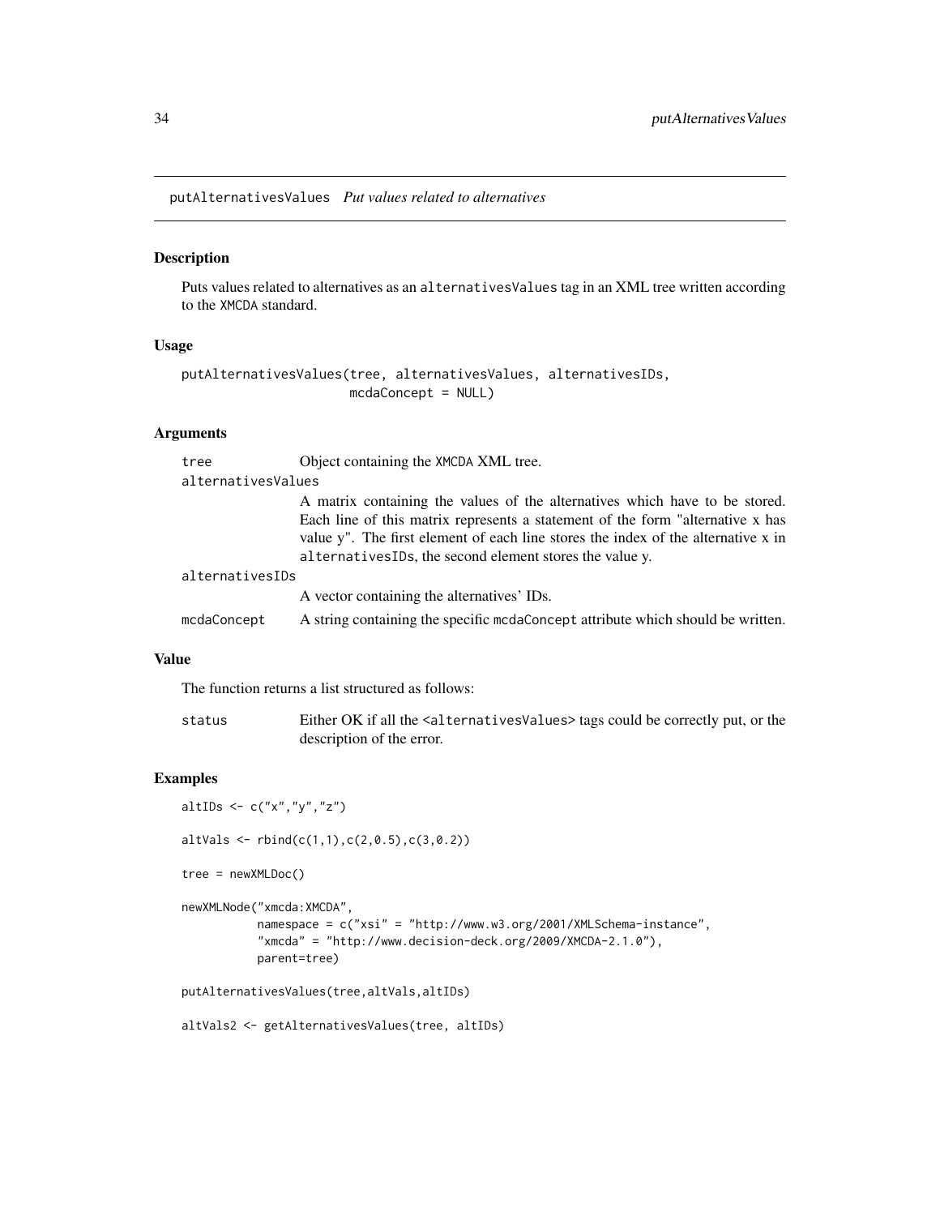## putAlternativesValues *Put values related to alternatives*

### Description

Puts values related to alternatives as an `alternativesValues` tag in an XML tree written according to the XMCDA standard.

### Usage

```
putAlternativesValues(tree, alternativesValues, alternativesIDs,
                      mcdaConcept = NULL)
```

### Arguments

| | |
|---|---|
| `tree` | Object containing the XMCDA XML tree. |
| `alternativesValues` | A matrix containing the values of the alternatives which have to be stored. Each line of this matrix represents a statement of the form "alternative x has value y". The first element of each line stores the index of the alternative x in `alternativesIDs`, the second element stores the value y. |
| `alternativesIDs` | A vector containing the alternatives' IDs. |
| `mcdaConcept` | A string containing the specific `mcdaConcept` attribute which should be written. |

### Value

The function returns a list structured as follows:

| | |
|---|---|
| `status` | Either OK if all the `<alternativesValues>` tags could be correctly put, or the description of the error. |

### Examples

```
altIDs <- c("x","y","z")

altVals <- rbind(c(1,1),c(2,0.5),c(3,0.2))

tree = newXMLDoc()

newXMLNode("xmcda:XMCDA",
           namespace = c("xsi" = "http://www.w3.org/2001/XMLSchema-instance",
           "xmcda" = "http://www.decision-deck.org/2009/XMCDA-2.1.0"),
           parent=tree)

putAlternativesValues(tree,altVals,altIDs)

altVals2 <- getAlternativesValues(tree, altIDs)
```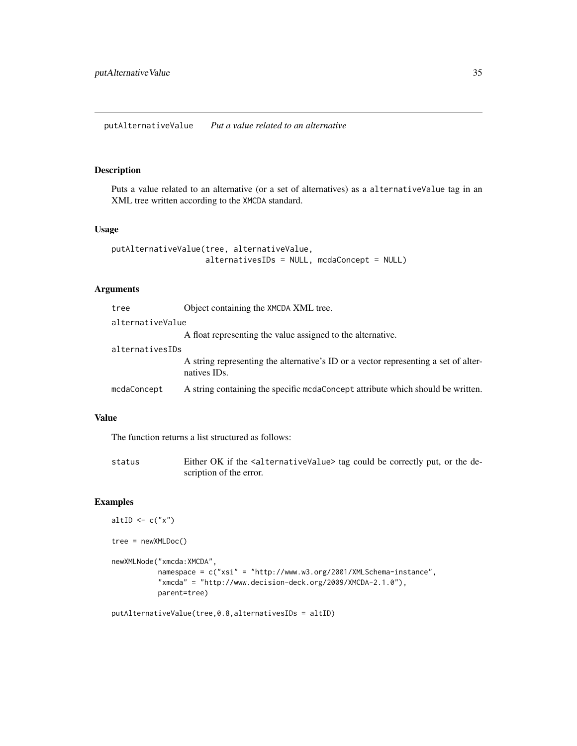## putAlternativeValue *Put a value related to an alternative*

### Description

Puts a value related to an alternative (or a set of alternatives) as a `alternativeValue` tag in an XML tree written according to the `XMCDA` standard.

### Usage

```
putAlternativeValue(tree, alternativeValue,
                    alternativesIDs = NULL, mcdaConcept = NULL)
```

### Arguments

| | |
|---|---|
| `tree` | Object containing the `XMCDA` XML tree. |
| `alternativeValue` | A float representing the value assigned to the alternative. |
| `alternativesIDs` | A string representing the alternative's ID or a vector representing a set of alternatives IDs. |
| `mcdaConcept` | A string containing the specific `mcdaConcept` attribute which should be written. |

### Value

The function returns a list structured as follows:

| | |
|---|---|
| `status` | Either OK if the <alternativeValue> tag could be correctly put, or the description of the error. |

### Examples

```
altID <- c("x")

tree = newXMLDoc()

newXMLNode("xmcda:XMCDA",
           namespace = c("xsi" = "http://www.w3.org/2001/XMLSchema-instance",
           "xmcda" = "http://www.decision-deck.org/2009/XMCDA-2.1.0"),
           parent=tree)

putAlternativeValue(tree,0.8,alternativesIDs = altID)
```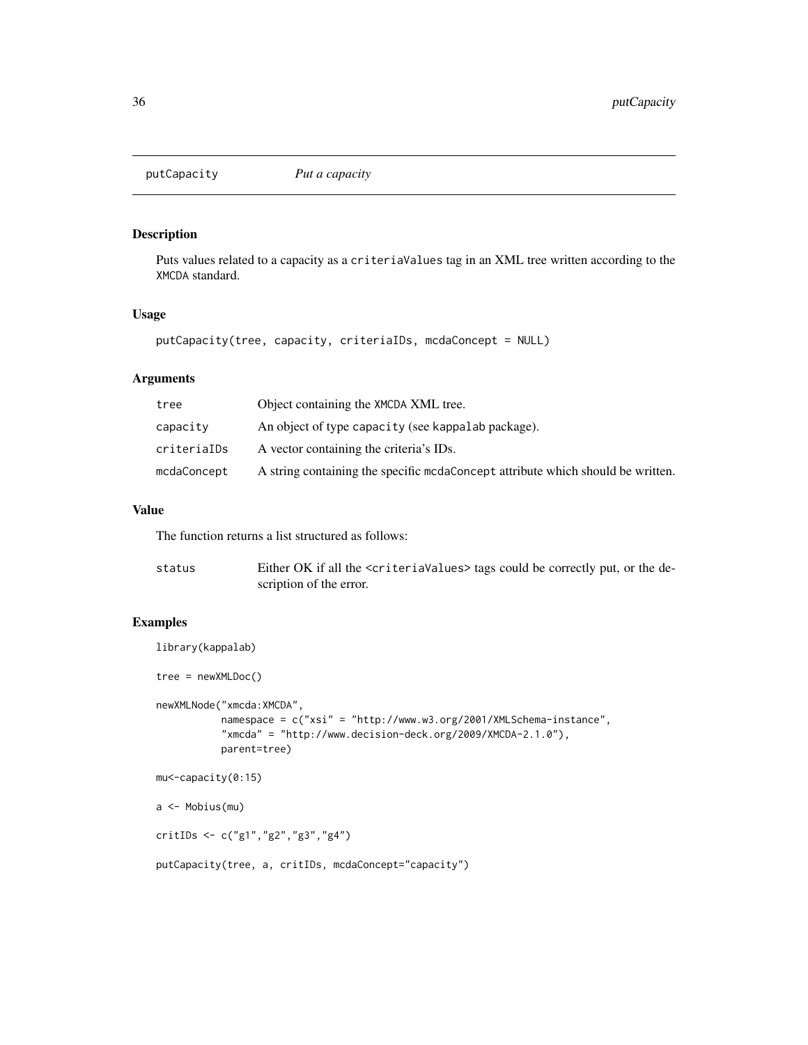## putCapacity *Put a capacity*

### Description

Puts values related to a capacity as a `criteriaValues` tag in an XML tree written according to the XMCDA standard.

### Usage

```
putCapacity(tree, capacity, criteriaIDs, mcdaConcept = NULL)
```

### Arguments

| | |
|---|---|
| tree | Object containing the XMCDA XML tree. |
| capacity | An object of type `capacity` (see `kappalab` package). |
| criteriaIDs | A vector containing the criteria's IDs. |
| mcdaConcept | A string containing the specific `mcdaConcept` attribute which should be written. |

### Value

The function returns a list structured as follows:

| | |
|---|---|
| status | Either OK if all the `<criteriaValues>` tags could be correctly put, or the description of the error. |

### Examples

```
library(kappalab)

tree = newXMLDoc()

newXMLNode("xmcda:XMCDA",
           namespace = c("xsi" = "http://www.w3.org/2001/XMLSchema-instance",
           "xmcda" = "http://www.decision-deck.org/2009/XMCDA-2.1.0"),
           parent=tree)

mu<-capacity(0:15)

a <- Mobius(mu)

critIDs <- c("g1","g2","g3","g4")

putCapacity(tree, a, critIDs, mcdaConcept="capacity")
```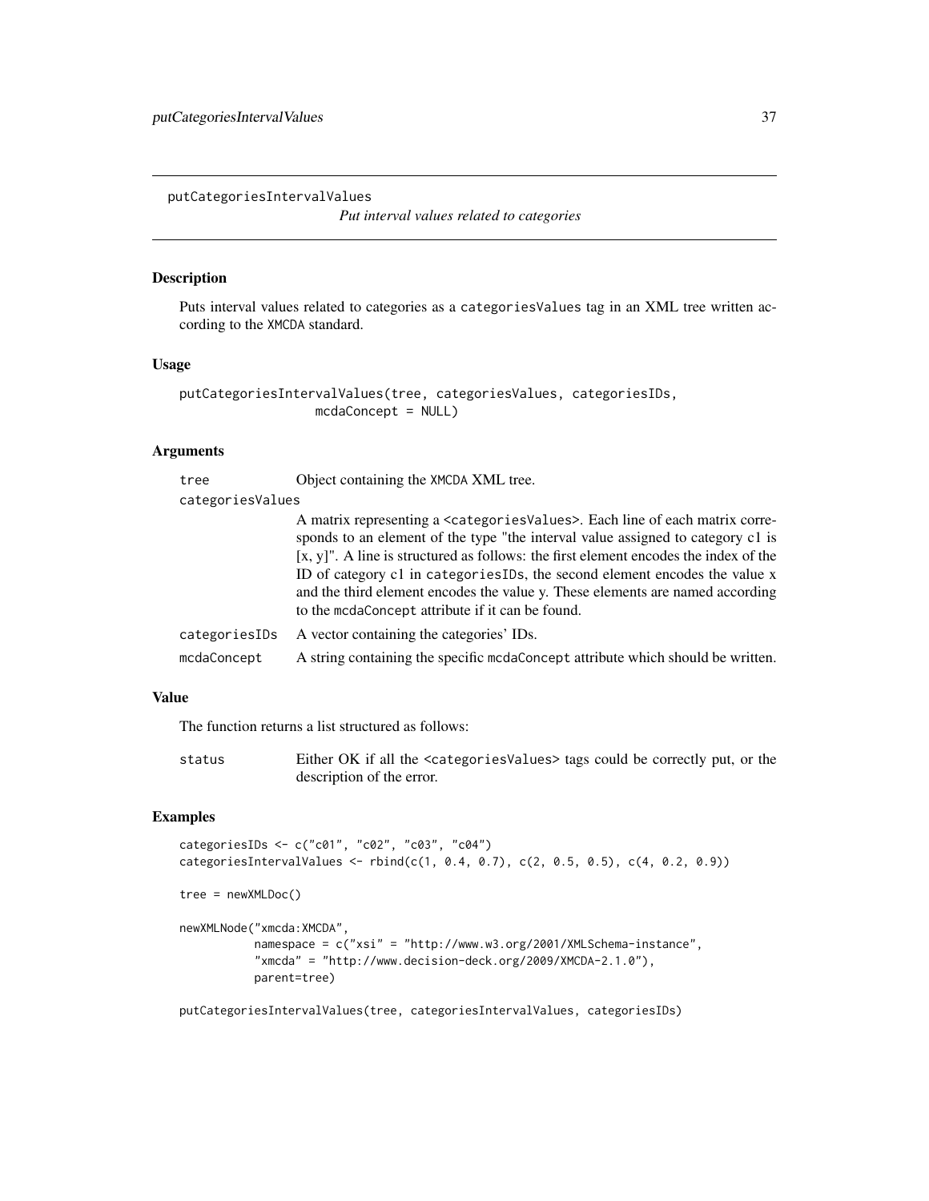# putCategoriesIntervalValues

*Put interval values related to categories*

## Description

Puts interval values related to categories as a `categoriesValues` tag in an XML tree written according to the XMCDA standard.

## Usage

```
putCategoriesIntervalValues(tree, categoriesValues, categoriesIDs,
                  mcdaConcept = NULL)
```

## Arguments

| | |
|---|---|
| `tree` | Object containing the XMCDA XML tree. |
| `categoriesValues` | A matrix representing a `<categoriesValues>`. Each line of each matrix corresponds to an element of the type "the interval value assigned to category c1 is [x, y]". A line is structured as follows: the first element encodes the index of the ID of category c1 in `categoriesIDs`, the second element encodes the value x and the third element encodes the value y. These elements are named according to the `mcdaConcept` attribute if it can be found. |
| `categoriesIDs` | A vector containing the categories' IDs. |
| `mcdaConcept` | A string containing the specific `mcdaConcept` attribute which should be written. |

## Value

The function returns a list structured as follows:

| | |
|---|---|
| `status` | Either OK if all the `<categoriesValues>` tags could be correctly put, or the description of the error. |

## Examples

```
categoriesIDs <- c("c01", "c02", "c03", "c04")
categoriesIntervalValues <- rbind(c(1, 0.4, 0.7), c(2, 0.5, 0.5), c(4, 0.2, 0.9))

tree = newXMLDoc()

newXMLNode("xmcda:XMCDA",
           namespace = c("xsi" = "http://www.w3.org/2001/XMLSchema-instance",
           "xmcda" = "http://www.decision-deck.org/2009/XMCDA-2.1.0"),
           parent=tree)

putCategoriesIntervalValues(tree, categoriesIntervalValues, categoriesIDs)
```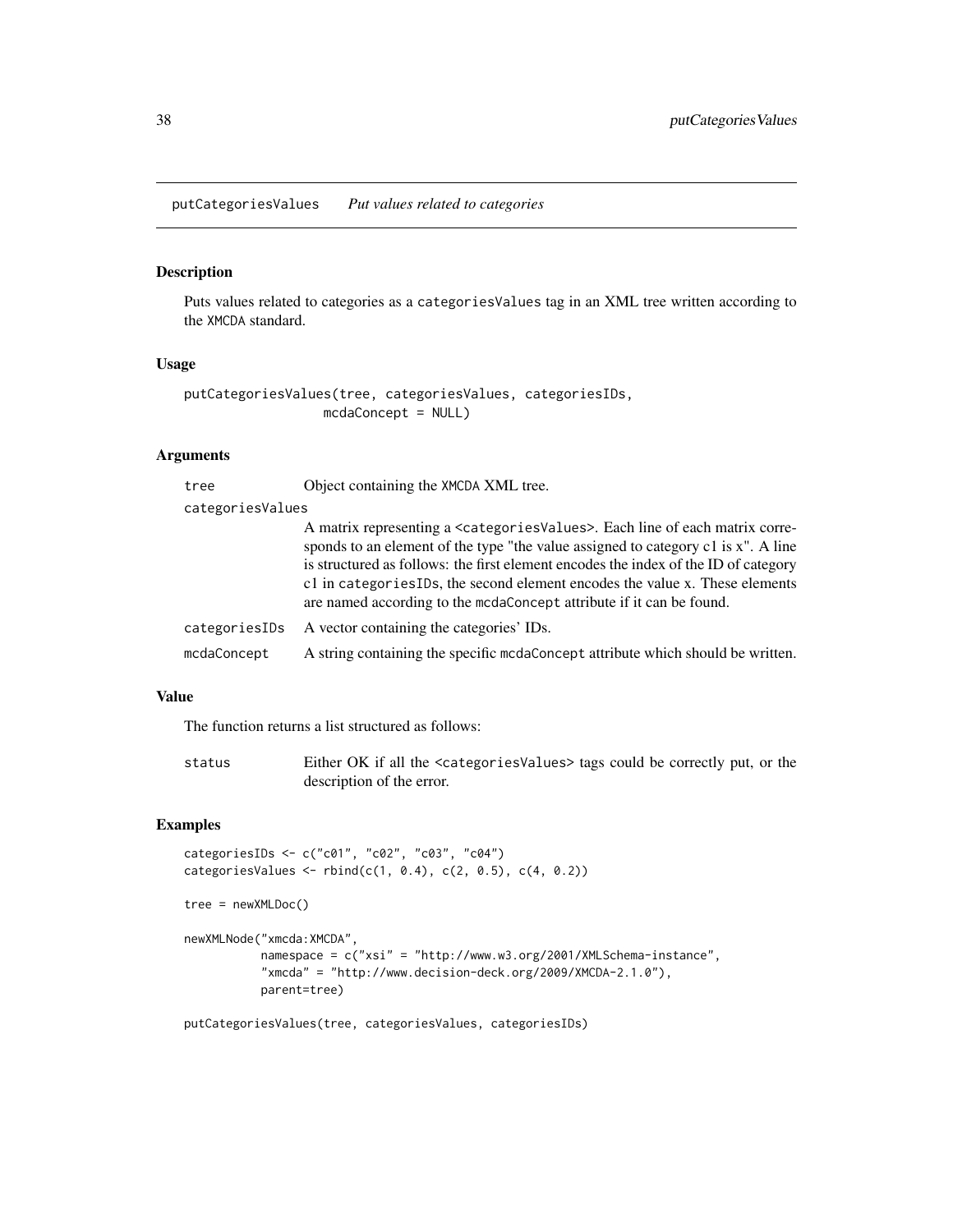putCategoriesValues *Put values related to categories*

## Description

Puts values related to categories as a categoriesValues tag in an XML tree written according to the XMCDA standard.

## Usage

```
putCategoriesValues(tree, categoriesValues, categoriesIDs,
                  mcdaConcept = NULL)
```

## Arguments

| | |
|---|---|
| tree | Object containing the XMCDA XML tree. |
| categoriesValues | A matrix representing a <categoriesValues>. Each line of each matrix corresponds to an element of the type "the value assigned to category c1 is x". A line is structured as follows: the first element encodes the index of the ID of category c1 in categoriesIDs, the second element encodes the value x. These elements are named according to the mcdaConcept attribute if it can be found. |
| categoriesIDs | A vector containing the categories' IDs. |
| mcdaConcept | A string containing the specific mcdaConcept attribute which should be written. |

## Value

The function returns a list structured as follows:

| | |
|---|---|
| status | Either OK if all the <categoriesValues> tags could be correctly put, or the description of the error. |

## Examples

```
categoriesIDs <- c("c01", "c02", "c03", "c04")
categoriesValues <- rbind(c(1, 0.4), c(2, 0.5), c(4, 0.2))

tree = newXMLDoc()

newXMLNode("xmcda:XMCDA",
           namespace = c("xsi" = "http://www.w3.org/2001/XMLSchema-instance",
           "xmcda" = "http://www.decision-deck.org/2009/XMCDA-2.1.0"),
           parent=tree)

putCategoriesValues(tree, categoriesValues, categoriesIDs)
```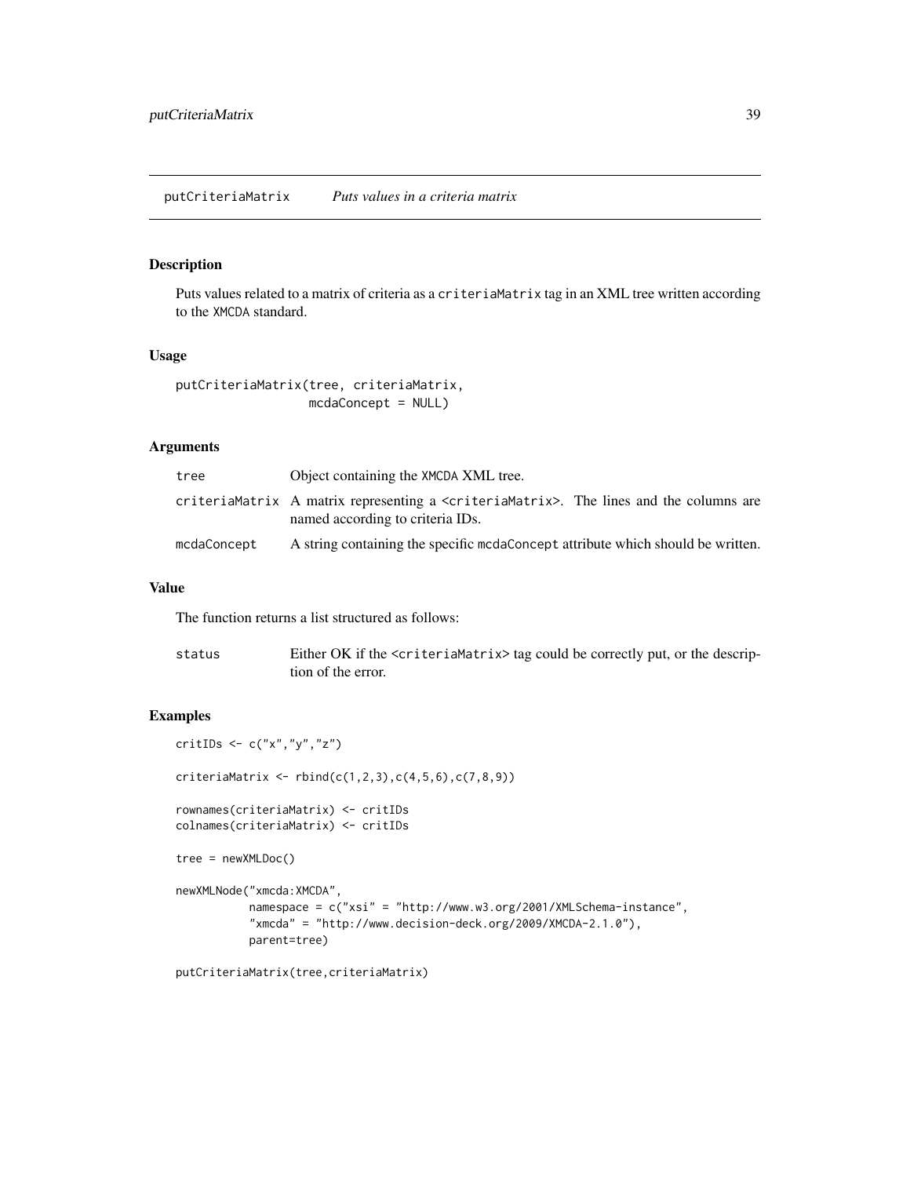# putCriteriaMatrix *Puts values in a criteria matrix*

## Description

Puts values related to a matrix of criteria as a `criteriaMatrix` tag in an XML tree written according to the `XMCDA` standard.

## Usage

```
putCriteriaMatrix(tree, criteriaMatrix,
                  mcdaConcept = NULL)
```

## Arguments

| | |
|---|---|
| `tree` | Object containing the `XMCDA` XML tree. |
| `criteriaMatrix` | A matrix representing a `<criteriaMatrix>`. The lines and the columns are named according to criteria IDs. |
| `mcdaConcept` | A string containing the specific `mcdaConcept` attribute which should be written. |

## Value

The function returns a list structured as follows:

| | |
|---|---|
| `status` | Either OK if the `<criteriaMatrix>` tag could be correctly put, or the description of the error. |

## Examples

```
critIDs <- c("x","y","z")

criteriaMatrix <- rbind(c(1,2,3),c(4,5,6),c(7,8,9))

rownames(criteriaMatrix) <- critIDs
colnames(criteriaMatrix) <- critIDs

tree = newXMLDoc()

newXMLNode("xmcda:XMCDA",
           namespace = c("xsi" = "http://www.w3.org/2001/XMLSchema-instance",
           "xmcda" = "http://www.decision-deck.org/2009/XMCDA-2.1.0"),
           parent=tree)

putCriteriaMatrix(tree,criteriaMatrix)
```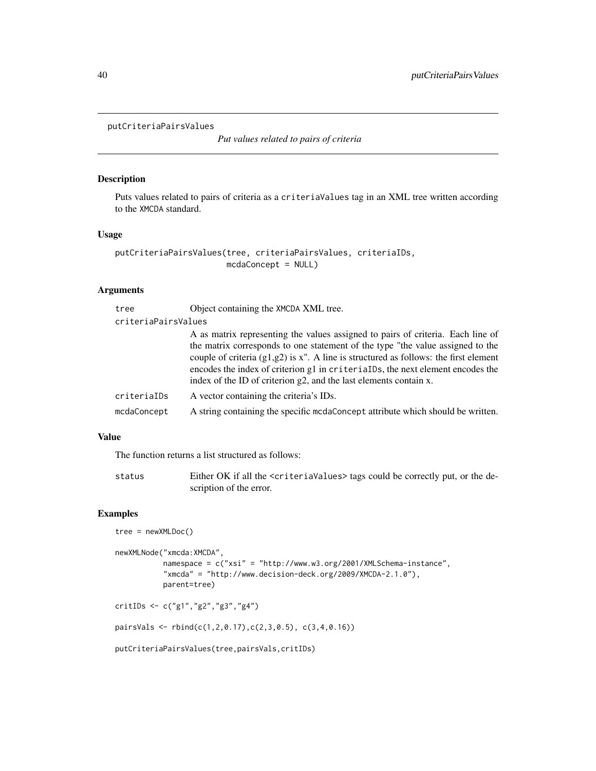# putCriteriaPairsValues

*Put values related to pairs of criteria*

## Description

Puts values related to pairs of criteria as a `criteriaValues` tag in an XML tree written according to the XMCDA standard.

## Usage

```
putCriteriaPairsValues(tree, criteriaPairsValues, criteriaIDs,
                       mcdaConcept = NULL)
```

## Arguments

| Argument | Description |
|---|---|
| `tree` | Object containing the XMCDA XML tree. |
| `criteriaPairsValues` | A as matrix representing the values assigned to pairs of criteria. Each line of the matrix corresponds to one statement of the type "the value assigned to the couple of criteria (g1,g2) is x". A line is structured as follows: the first element encodes the index of criterion g1 in `criteriaIDs`, the next element encodes the index of the ID of criterion g2, and the last elements contain x. |
| `criteriaIDs` | A vector containing the criteria's IDs. |
| `mcdaConcept` | A string containing the specific `mcdaConcept` attribute which should be written. |

## Value

The function returns a list structured as follows:

| | |
|---|---|
| `status` | Either OK if all the `<criteriaValues>` tags could be correctly put, or the description of the error. |

## Examples

```
tree = newXMLDoc()

newXMLNode("xmcda:XMCDA",
           namespace = c("xsi" = "http://www.w3.org/2001/XMLSchema-instance",
           "xmcda" = "http://www.decision-deck.org/2009/XMCDA-2.1.0"),
           parent=tree)

critIDs <- c("g1","g2","g3","g4")

pairsVals <- rbind(c(1,2,0.17),c(2,3,0.5), c(3,4,0.16))

putCriteriaPairsValues(tree,pairsVals,critIDs)
```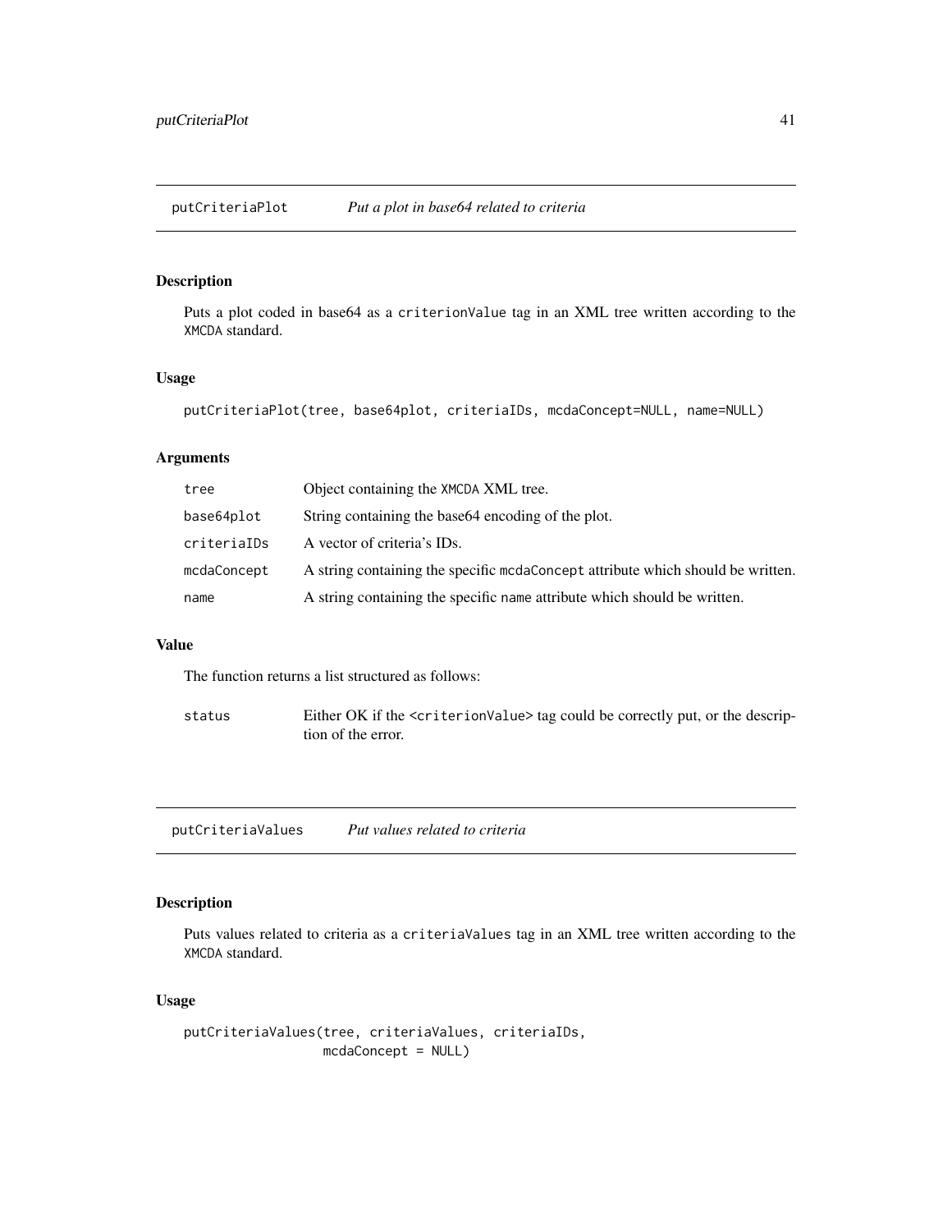## putCriteriaPlot *Put a plot in base64 related to criteria*

### Description

Puts a plot coded in base64 as a criterionValue tag in an XML tree written according to the XMCDA standard.

### Usage

```
putCriteriaPlot(tree, base64plot, criteriaIDs, mcdaConcept=NULL, name=NULL)
```

### Arguments

| | |
|---|---|
| tree | Object containing the XMCDA XML tree. |
| base64plot | String containing the base64 encoding of the plot. |
| criteriaIDs | A vector of criteria's IDs. |
| mcdaConcept | A string containing the specific mcdaConcept attribute which should be written. |
| name | A string containing the specific name attribute which should be written. |

### Value

The function returns a list structured as follows:

| | |
|---|---|
| status | Either OK if the <criterionValue> tag could be correctly put, or the description of the error. |

## putCriteriaValues *Put values related to criteria*

### Description

Puts values related to criteria as a criteriaValues tag in an XML tree written according to the XMCDA standard.

### Usage

```
putCriteriaValues(tree, criteriaValues, criteriaIDs,
                  mcdaConcept = NULL)
```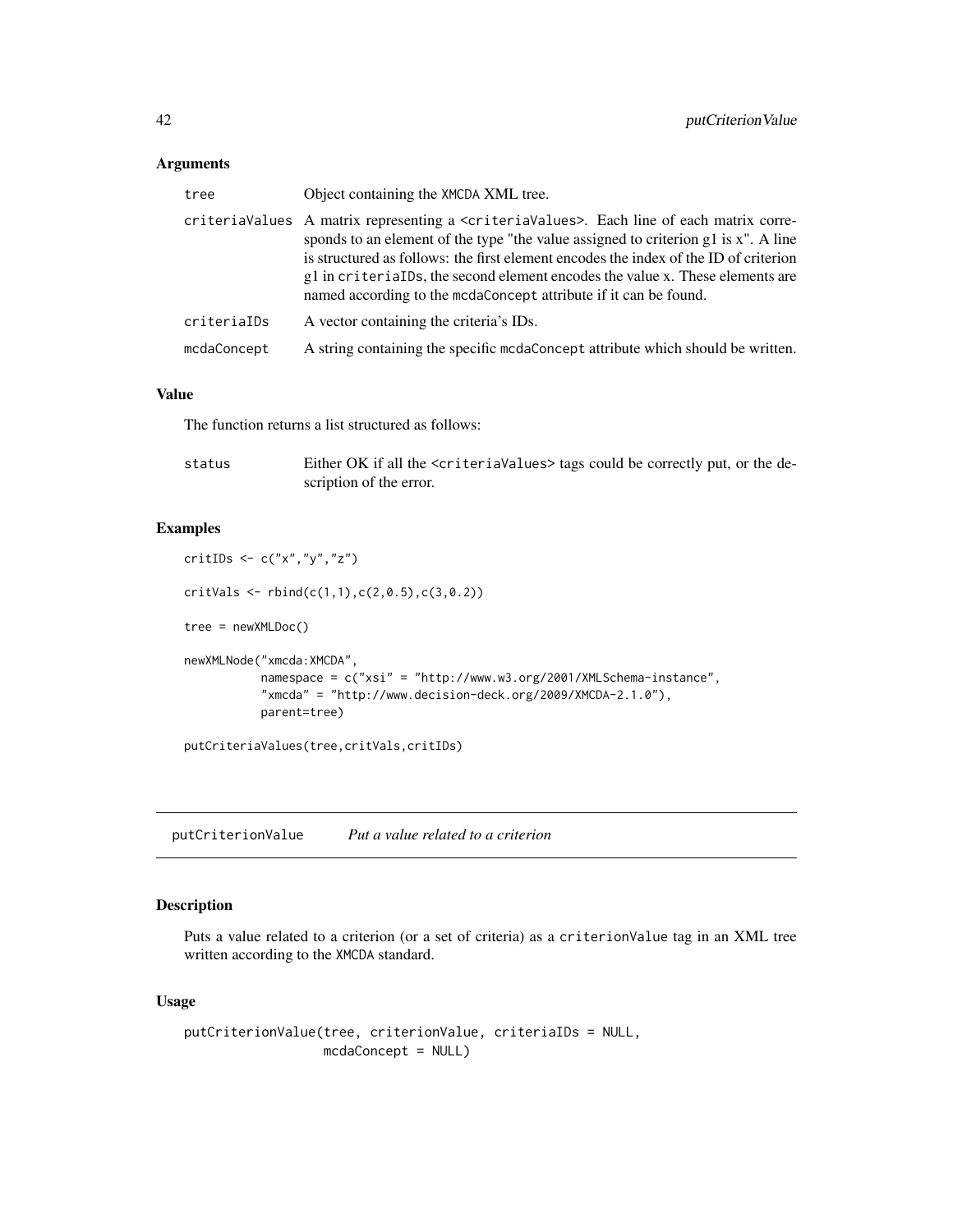### Arguments

| | |
|---|---|
| tree | Object containing the XMCDA XML tree. |
| criteriaValues | A matrix representing a <criteriaValues>. Each line of each matrix corresponds to an element of the type "the value assigned to criterion g1 is x". A line is structured as follows: the first element encodes the index of the ID of criterion g1 in criteriaIDs, the second element encodes the value x. These elements are named according to the mcdaConcept attribute if it can be found. |
| criteriaIDs | A vector containing the criteria's IDs. |
| mcdaConcept | A string containing the specific mcdaConcept attribute which should be written. |

### Value

The function returns a list structured as follows:

| | |
|---|---|
| status | Either OK if all the <criteriaValues> tags could be correctly put, or the description of the error. |

### Examples

```
critIDs <- c("x","y","z")

critVals <- rbind(c(1,1),c(2,0.5),c(3,0.2))

tree = newXMLDoc()

newXMLNode("xmcda:XMCDA",
           namespace = c("xsi" = "http://www.w3.org/2001/XMLSchema-instance",
           "xmcda" = "http://www.decision-deck.org/2009/XMCDA-2.1.0"),
           parent=tree)

putCriteriaValues(tree,critVals,critIDs)
```

## putCriterionValue *Put a value related to a criterion*

### Description

Puts a value related to a criterion (or a set of criteria) as a criterionValue tag in an XML tree written according to the XMCDA standard.

### Usage

```
putCriterionValue(tree, criterionValue, criteriaIDs = NULL,
                  mcdaConcept = NULL)
```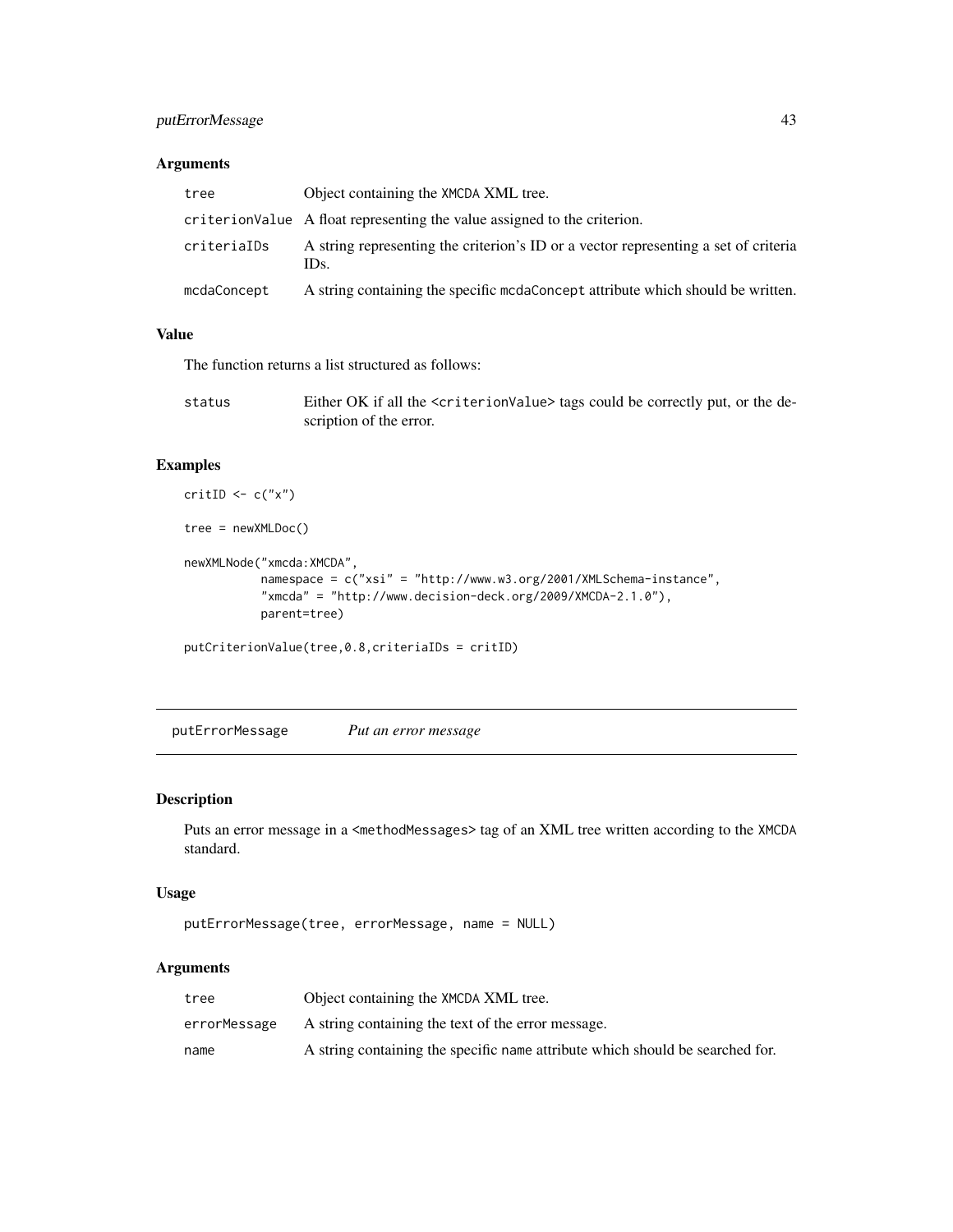### Arguments

| | |
|---|---|
| tree | Object containing the XMCDA XML tree. |
| criterionValue | A float representing the value assigned to the criterion. |
| criteriaIDs | A string representing the criterion's ID or a vector representing a set of criteria IDs. |
| mcdaConcept | A string containing the specific mcdaConcept attribute which should be written. |

### Value

The function returns a list structured as follows:

| | |
|---|---|
| status | Either OK if all the <criterionValue> tags could be correctly put, or the description of the error. |

### Examples

```
critID <- c("x")

tree = newXMLDoc()

newXMLNode("xmcda:XMCDA",
           namespace = c("xsi" = "http://www.w3.org/2001/XMLSchema-instance",
           "xmcda" = "http://www.decision-deck.org/2009/XMCDA-2.1.0"),
           parent=tree)

putCriterionValue(tree,0.8,criteriaIDs = critID)
```

---

## putErrorMessage — *Put an error message*

---

### Description

Puts an error message in a <methodMessages> tag of an XML tree written according to the XMCDA standard.

### Usage

```
putErrorMessage(tree, errorMessage, name = NULL)
```

### Arguments

| | |
|---|---|
| tree | Object containing the XMCDA XML tree. |
| errorMessage | A string containing the text of the error message. |
| name | A string containing the specific name attribute which should be searched for. |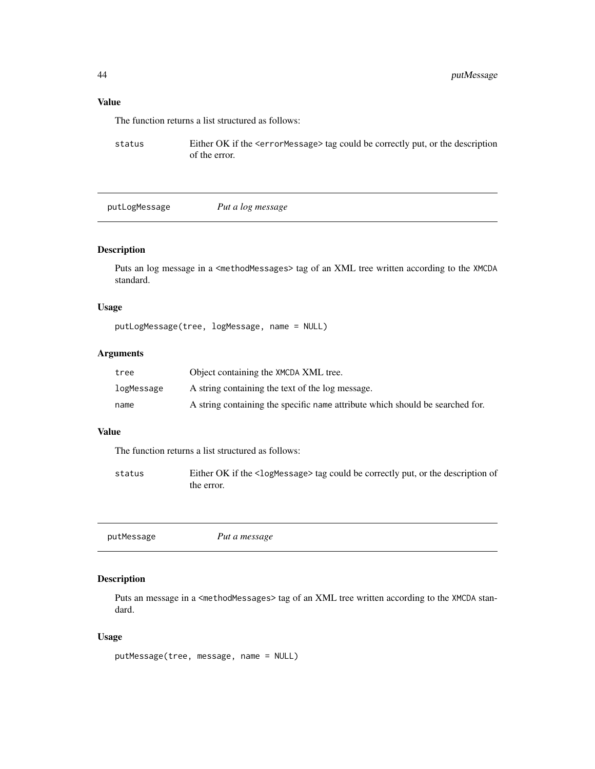### Value

The function returns a list structured as follows:

status — Either OK if the <errorMessage> tag could be correctly put, or the description of the error.

## putLogMessage — *Put a log message*

### Description

Puts an log message in a <methodMessages> tag of an XML tree written according to the XMCDA standard.

### Usage

```
putLogMessage(tree, logMessage, name = NULL)
```

### Arguments

| | |
|---|---|
| tree | Object containing the XMCDA XML tree. |
| logMessage | A string containing the text of the log message. |
| name | A string containing the specific name attribute which should be searched for. |

### Value

The function returns a list structured as follows:

status — Either OK if the <logMessage> tag could be correctly put, or the description of the error.

## putMessage — *Put a message*

### Description

Puts an message in a <methodMessages> tag of an XML tree written according to the XMCDA standard.

### Usage

```
putMessage(tree, message, name = NULL)
```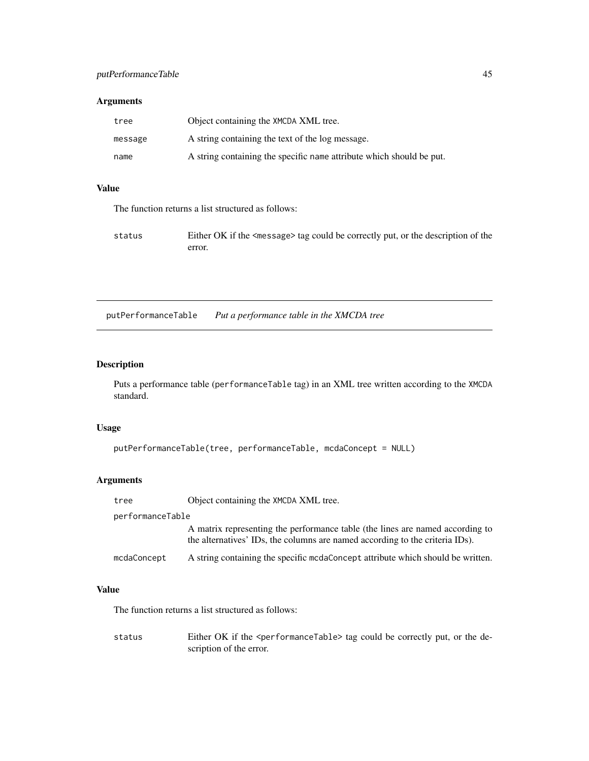### Arguments

| | |
|---|---|
| tree | Object containing the XMCDA XML tree. |
| message | A string containing the text of the log message. |
| name | A string containing the specific name attribute which should be put. |

### Value

The function returns a list structured as follows:

| | |
|---|---|
| status | Either OK if the <message> tag could be correctly put, or the description of the error. |

---

## putPerformanceTable *Put a performance table in the XMCDA tree*

### Description

Puts a performance table (performanceTable tag) in an XML tree written according to the XMCDA standard.

### Usage

```
putPerformanceTable(tree, performanceTable, mcdaConcept = NULL)
```

### Arguments

| | |
|---|---|
| tree | Object containing the XMCDA XML tree. |
| performanceTable | A matrix representing the performance table (the lines are named according to the alternatives' IDs, the columns are named according to the criteria IDs). |
| mcdaConcept | A string containing the specific mcdaConcept attribute which should be written. |

### Value

The function returns a list structured as follows:

| | |
|---|---|
| status | Either OK if the <performanceTable> tag could be correctly put, or the description of the error. |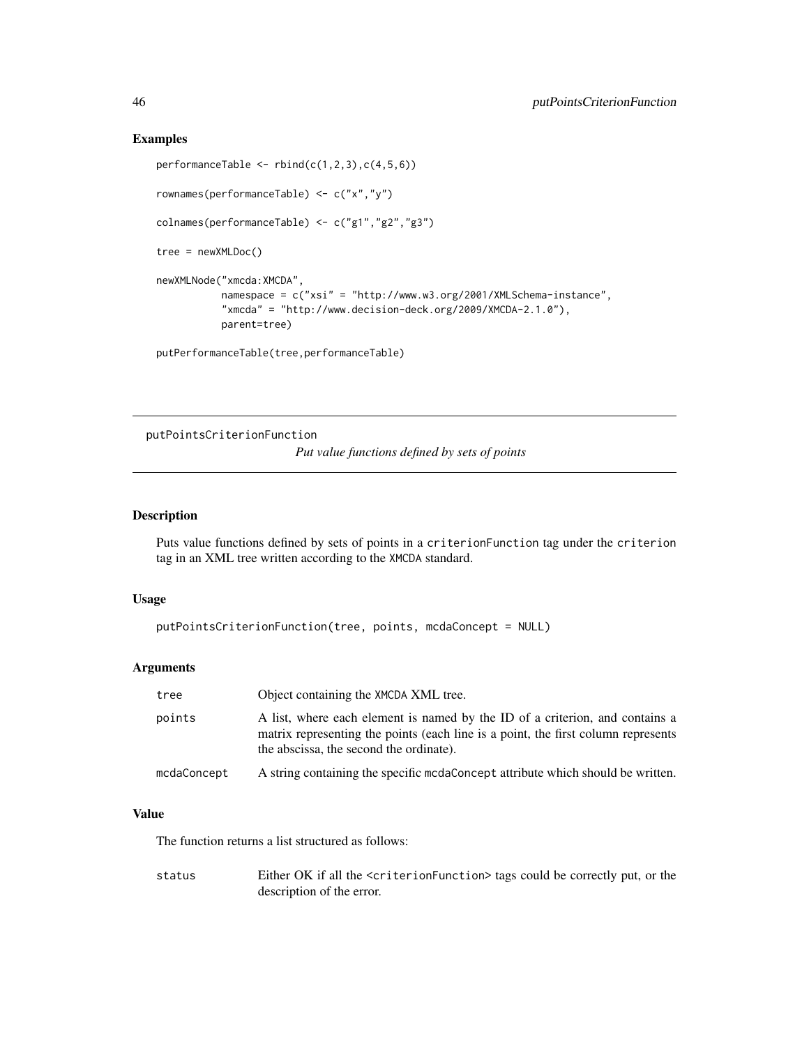## Examples

```
performanceTable <- rbind(c(1,2,3),c(4,5,6))

rownames(performanceTable) <- c("x","y")

colnames(performanceTable) <- c("g1","g2","g3")

tree = newXMLDoc()

newXMLNode("xmcda:XMCDA",
           namespace = c("xsi" = "http://www.w3.org/2001/XMLSchema-instance",
           "xmcda" = "http://www.decision-deck.org/2009/XMCDA-2.1.0"),
           parent=tree)

putPerformanceTable(tree,performanceTable)
```

---

# putPointsCriterionFunction

*Put value functions defined by sets of points*

---

## Description

Puts value functions defined by sets of points in a `criterionFunction` tag under the `criterion` tag in an XML tree written according to the XMCDA standard.

## Usage

```
putPointsCriterionFunction(tree, points, mcdaConcept = NULL)
```

## Arguments

| | |
|---|---|
| `tree` | Object containing the XMCDA XML tree. |
| `points` | A list, where each element is named by the ID of a criterion, and contains a matrix representing the points (each line is a point, the first column represents the abscissa, the second the ordinate). |
| `mcdaConcept` | A string containing the specific `mcdaConcept` attribute which should be written. |

## Value

The function returns a list structured as follows:

| | |
|---|---|
| `status` | Either OK if all the `<criterionFunction>` tags could be correctly put, or the description of the error. |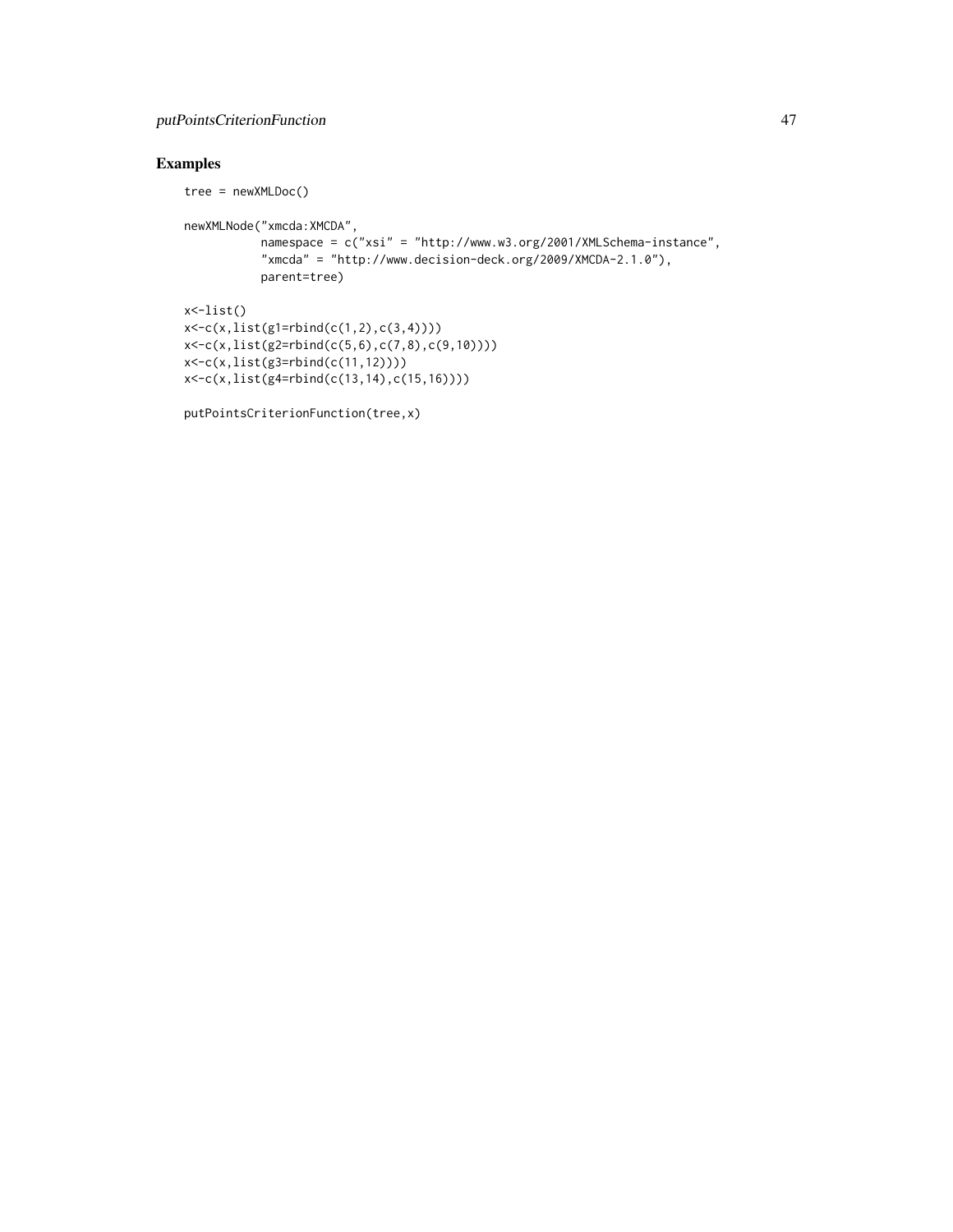## Examples

```
tree = newXMLDoc()

newXMLNode("xmcda:XMCDA",
           namespace = c("xsi" = "http://www.w3.org/2001/XMLSchema-instance",
           "xmcda" = "http://www.decision-deck.org/2009/XMCDA-2.1.0"),
           parent=tree)

x<-list()
x<-c(x,list(g1=rbind(c(1,2),c(3,4))))
x<-c(x,list(g2=rbind(c(5,6),c(7,8),c(9,10))))
x<-c(x,list(g3=rbind(c(11,12))))
x<-c(x,list(g4=rbind(c(13,14),c(15,16))))

putPointsCriterionFunction(tree,x)
```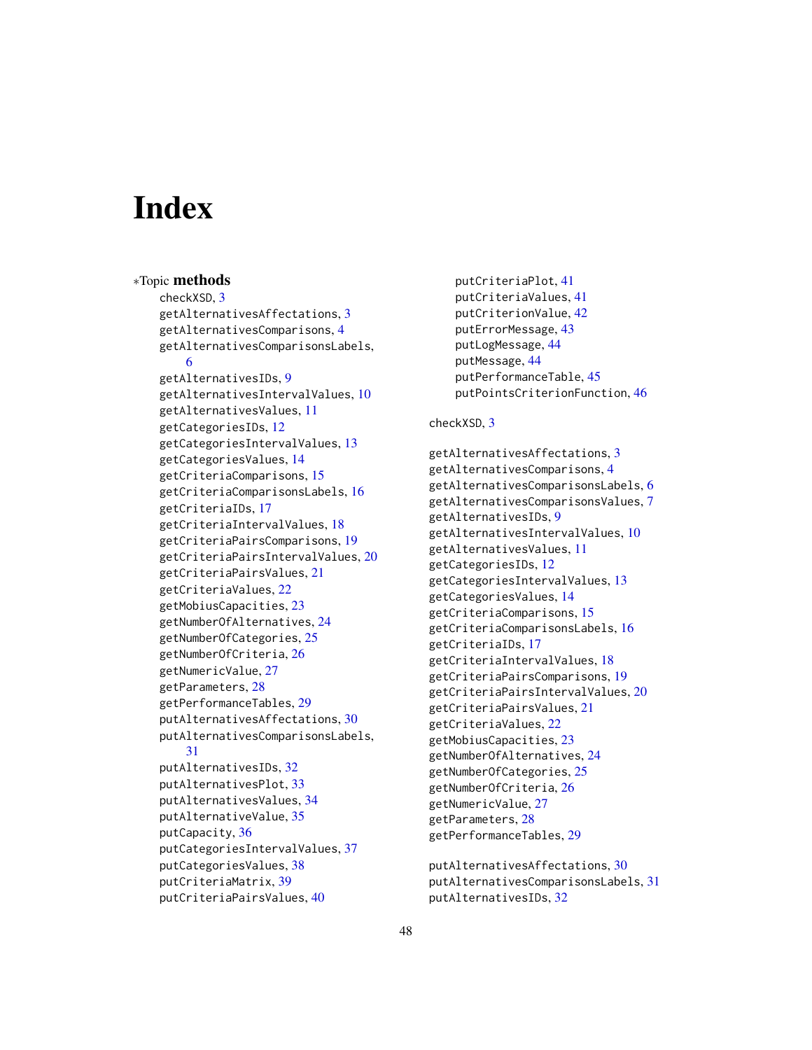# Index

∗Topic **methods**

checkXSD, 3
getAlternativesAffectations, 3
getAlternativesComparisons, 4
getAlternativesComparisonsLabels, 6
getAlternativesIDs, 9
getAlternativesIntervalValues, 10
getAlternativesValues, 11
getCategoriesIDs, 12
getCategoriesIntervalValues, 13
getCategoriesValues, 14
getCriteriaComparisons, 15
getCriteriaComparisonsLabels, 16
getCriteriaIDs, 17
getCriteriaIntervalValues, 18
getCriteriaPairsComparisons, 19
getCriteriaPairsIntervalValues, 20
getCriteriaPairsValues, 21
getCriteriaValues, 22
getMobiusCapacities, 23
getNumberOfAlternatives, 24
getNumberOfCategories, 25
getNumberOfCriteria, 26
getNumericValue, 27
getParameters, 28
getPerformanceTables, 29
putAlternativesAffectations, 30
putAlternativesComparisonsLabels, 31
putAlternativesIDs, 32
putAlternativesPlot, 33
putAlternativesValues, 34
putAlternativeValue, 35
putCapacity, 36
putCategoriesIntervalValues, 37
putCategoriesValues, 38
putCriteriaMatrix, 39
putCriteriaPairsValues, 40
putCriteriaPlot, 41
putCriteriaValues, 41
putCriterionValue, 42
putErrorMessage, 43
putLogMessage, 44
putMessage, 44
putPerformanceTable, 45
putPointsCriterionFunction, 46

checkXSD, 3

getAlternativesAffectations, 3
getAlternativesComparisons, 4
getAlternativesComparisonsLabels, 6
getAlternativesComparisonsValues, 7
getAlternativesIDs, 9
getAlternativesIntervalValues, 10
getAlternativesValues, 11
getCategoriesIDs, 12
getCategoriesIntervalValues, 13
getCategoriesValues, 14
getCriteriaComparisons, 15
getCriteriaComparisonsLabels, 16
getCriteriaIDs, 17
getCriteriaIntervalValues, 18
getCriteriaPairsComparisons, 19
getCriteriaPairsIntervalValues, 20
getCriteriaPairsValues, 21
getCriteriaValues, 22
getMobiusCapacities, 23
getNumberOfAlternatives, 24
getNumberOfCategories, 25
getNumberOfCriteria, 26
getNumericValue, 27
getParameters, 28
getPerformanceTables, 29

putAlternativesAffectations, 30
putAlternativesComparisonsLabels, 31
putAlternativesIDs, 32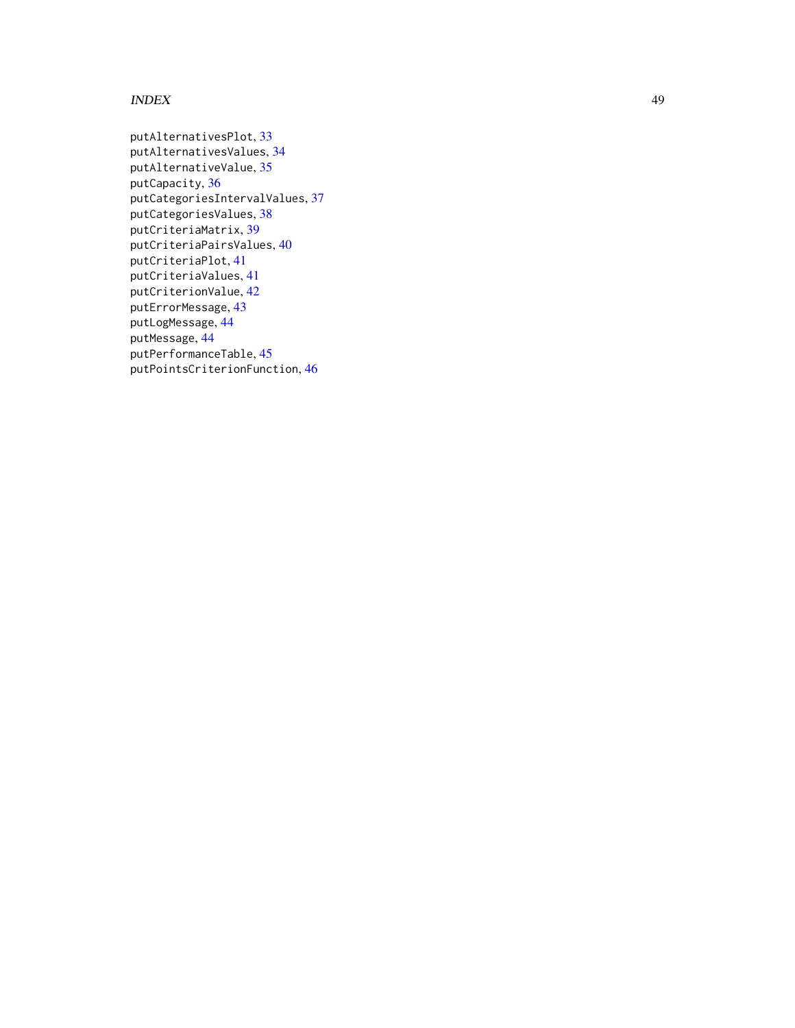putAlternativesPlot, 33
putAlternativesValues, 34
putAlternativeValue, 35
putCapacity, 36
putCategoriesIntervalValues, 37
putCategoriesValues, 38
putCriteriaMatrix, 39
putCriteriaPairsValues, 40
putCriteriaPlot, 41
putCriteriaValues, 41
putCriterionValue, 42
putErrorMessage, 43
putLogMessage, 44
putMessage, 44
putPerformanceTable, 45
putPointsCriterionFunction, 46